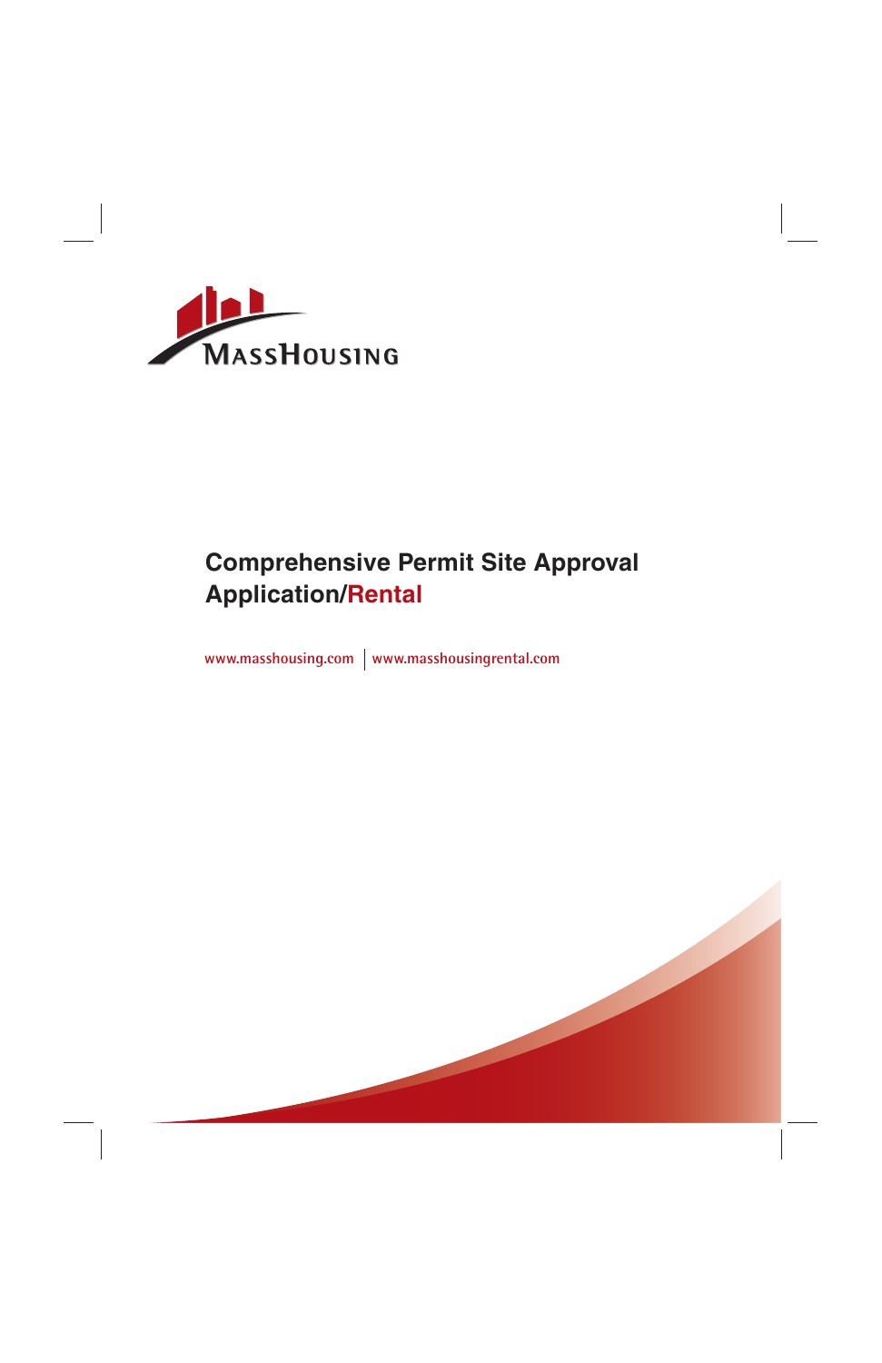MassHousing

# Comprehensive Permit Site Approval Application/Rental

www.masshousing.com | www.masshousingrental.com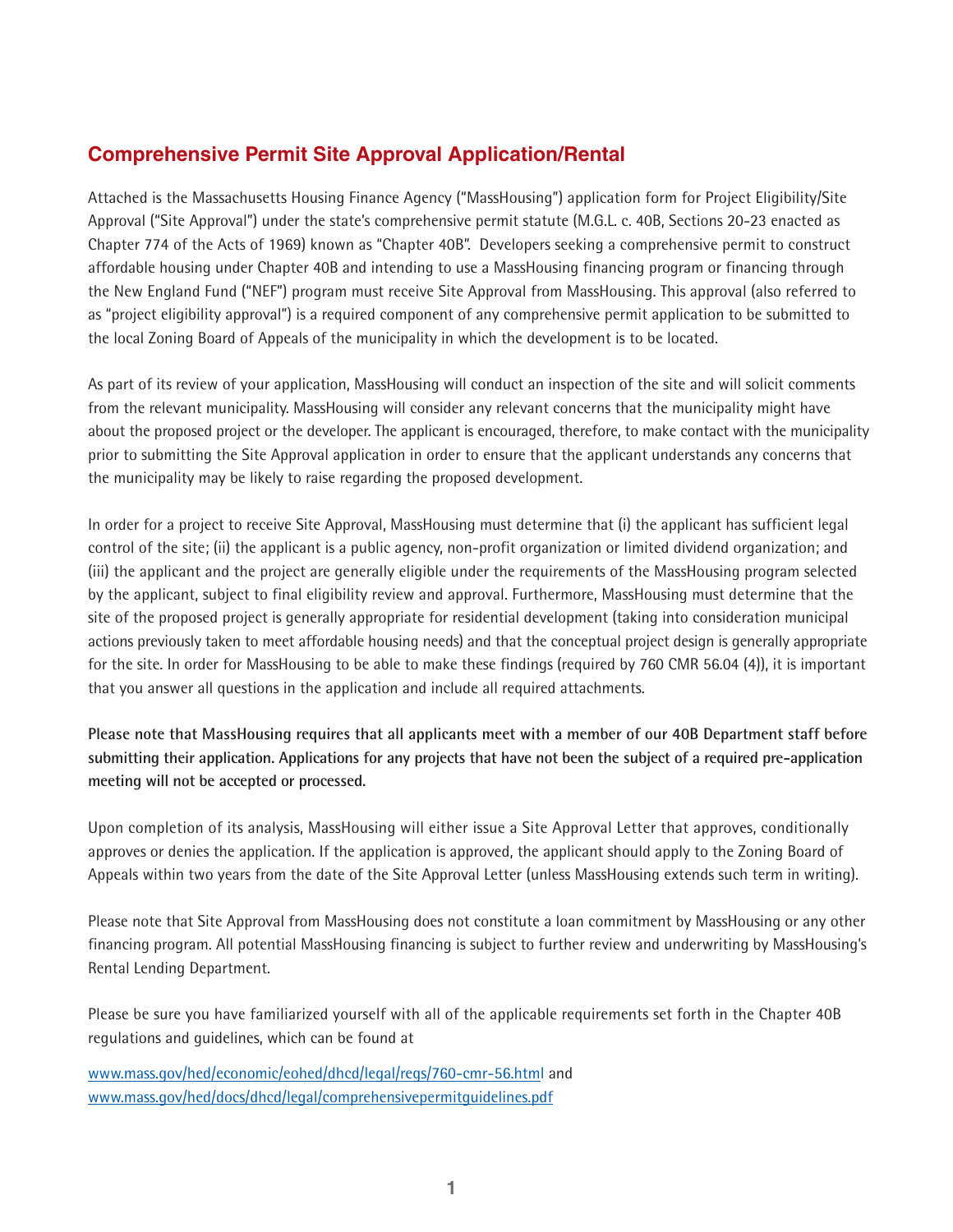## Comprehensive Permit Site Approval Application/Rental

Attached is the Massachusetts Housing Finance Agency ("MassHousing") application form for Project Eligibility/Site Approval ("Site Approval") under the state's comprehensive permit statute (M.G.L. c. 40B, Sections 20-23 enacted as Chapter 774 of the Acts of 1969) known as "Chapter 40B". Developers seeking a comprehensive permit to construct affordable housing under Chapter 40B and intending to use a MassHousing financing program or financing through the New England Fund ("NEF") program must receive Site Approval from MassHousing. This approval (also referred to as "project eligibility approval") is a required component of any comprehensive permit application to be submitted to the local Zoning Board of Appeals of the municipality in which the development is to be located.

As part of its review of your application, MassHousing will conduct an inspection of the site and will solicit comments from the relevant municipality. MassHousing will consider any relevant concerns that the municipality might have about the proposed project or the developer. The applicant is encouraged, therefore, to make contact with the municipality prior to submitting the Site Approval application in order to ensure that the applicant understands any concerns that the municipality may be likely to raise regarding the proposed development.

In order for a project to receive Site Approval, MassHousing must determine that (i) the applicant has sufficient legal control of the site; (ii) the applicant is a public agency, non-profit organization or limited dividend organization; and (iii) the applicant and the project are generally eligible under the requirements of the MassHousing program selected by the applicant, subject to final eligibility review and approval. Furthermore, MassHousing must determine that the site of the proposed project is generally appropriate for residential development (taking into consideration municipal actions previously taken to meet affordable housing needs) and that the conceptual project design is generally appropriate for the site. In order for MassHousing to be able to make these findings (required by 760 CMR 56.04 (4)), it is important that you answer all questions in the application and include all required attachments.

**Please note that MassHousing requires that all applicants meet with a member of our 40B Department staff before submitting their application. Applications for any projects that have not been the subject of a required pre-application meeting will not be accepted or processed.**

Upon completion of its analysis, MassHousing will either issue a Site Approval Letter that approves, conditionally approves or denies the application. If the application is approved, the applicant should apply to the Zoning Board of Appeals within two years from the date of the Site Approval Letter (unless MassHousing extends such term in writing).

Please note that Site Approval from MassHousing does not constitute a loan commitment by MassHousing or any other financing program. All potential MassHousing financing is subject to further review and underwriting by MassHousing's Rental Lending Department.

Please be sure you have familiarized yourself with all of the applicable requirements set forth in the Chapter 40B regulations and guidelines, which can be found at

www.mass.gov/hed/economic/eohed/dhcd/legal/regs/760-cmr-56.html and
www.mass.gov/hed/docs/dhcd/legal/comprehensivepermitguidelines.pdf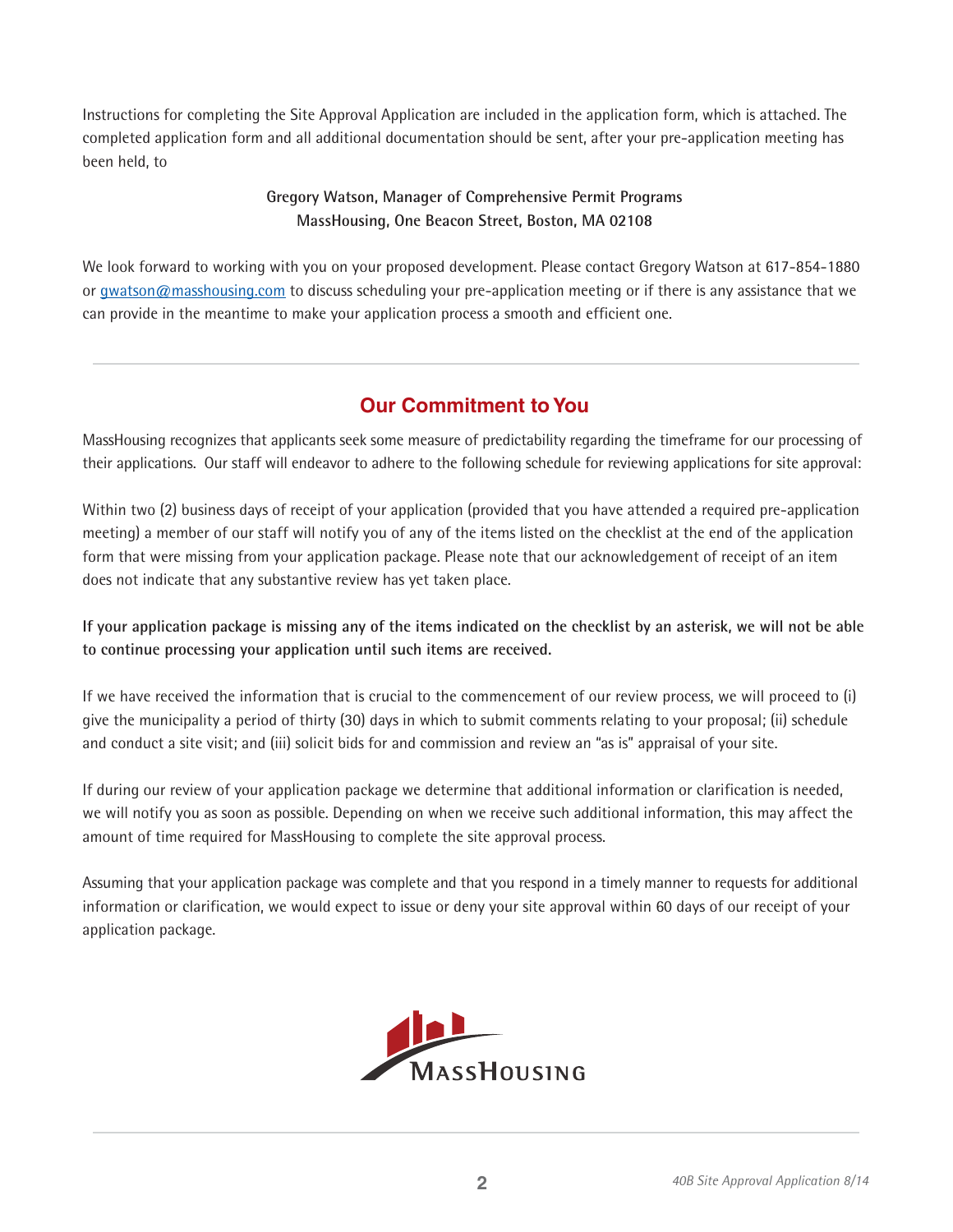Instructions for completing the Site Approval Application are included in the application form, which is attached. The completed application form and all additional documentation should be sent, after your pre-application meeting has been held, to

**Gregory Watson, Manager of Comprehensive Permit Programs**
**MassHousing, One Beacon Street, Boston, MA 02108**

We look forward to working with you on your proposed development. Please contact Gregory Watson at 617-854-1880 or gwatson@masshousing.com to discuss scheduling your pre-application meeting or if there is any assistance that we can provide in the meantime to make your application process a smooth and efficient one.

---

## Our Commitment to You

MassHousing recognizes that applicants seek some measure of predictability regarding the timeframe for our processing of their applications. Our staff will endeavor to adhere to the following schedule for reviewing applications for site approval:

Within two (2) business days of receipt of your application (provided that you have attended a required pre-application meeting) a member of our staff will notify you of any of the items listed on the checklist at the end of the application form that were missing from your application package. Please note that our acknowledgement of receipt of an item does not indicate that any substantive review has yet taken place.

**If your application package is missing any of the items indicated on the checklist by an asterisk, we will not be able to continue processing your application until such items are received.**

If we have received the information that is crucial to the commencement of our review process, we will proceed to (i) give the municipality a period of thirty (30) days in which to submit comments relating to your proposal; (ii) schedule and conduct a site visit; and (iii) solicit bids for and commission and review an "as is" appraisal of your site.

If during our review of your application package we determine that additional information or clarification is needed, we will notify you as soon as possible. Depending on when we receive such additional information, this may affect the amount of time required for MassHousing to complete the site approval process.

Assuming that your application package was complete and that you respond in a timely manner to requests for additional information or clarification, we would expect to issue or deny your site approval within 60 days of our receipt of your application package.

MassHousing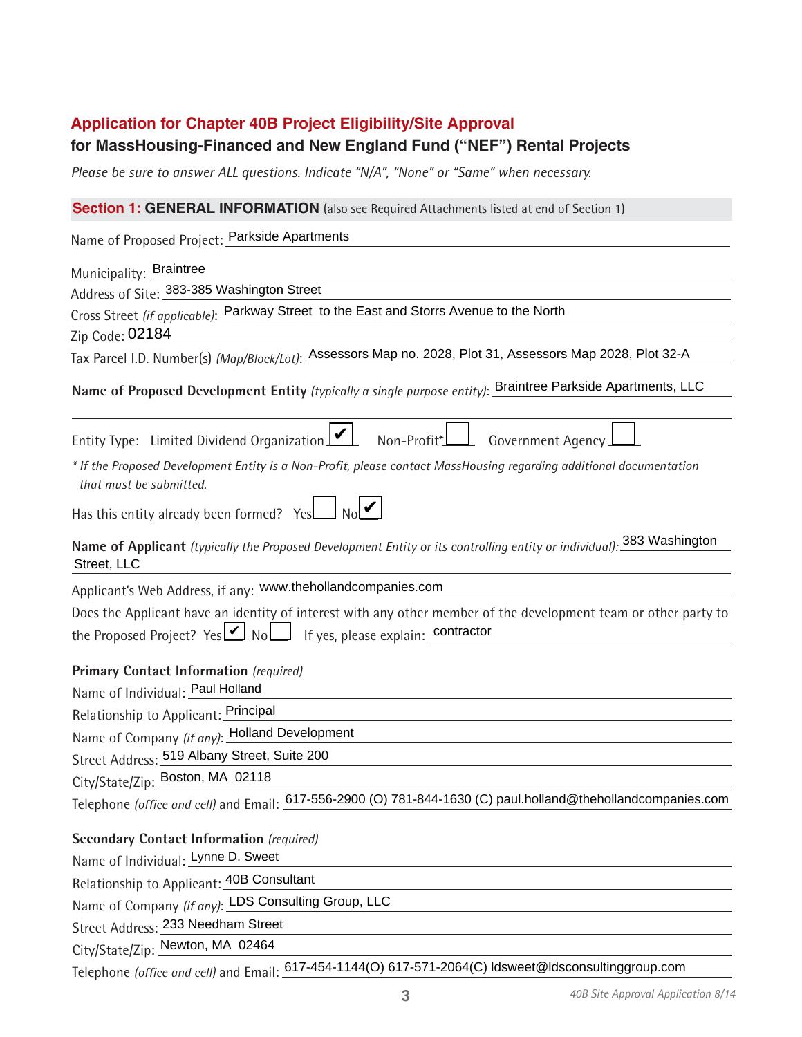## Application for Chapter 40B Project Eligibility/Site Approval

### for MassHousing-Financed and New England Fund ("NEF") Rental Projects

*Please be sure to answer ALL questions. Indicate "N/A", "None" or "Same" when necessary.*

### Section 1: GENERAL INFORMATION (also see Required Attachments listed at end of Section 1)

Name of Proposed Project: Parkside Apartments

Municipality: Braintree

Address of Site: 383-385 Washington Street

Cross Street *(if applicable)*: Parkway Street to the East and Storrs Avenue to the North

Zip Code: 02184

Tax Parcel I.D. Number(s) *(Map/Block/Lot)*: Assessors Map no. 2028, Plot 31, Assessors Map 2028, Plot 32-A

**Name of Proposed Development Entity** *(typically a single purpose entity)*: Braintree Parkside Apartments, LLC

Entity Type: Limited Dividend Organization ☑ Non-Profit* ☐ Government Agency ☐

*\* If the Proposed Development Entity is a Non-Profit, please contact MassHousing regarding additional documentation that must be submitted.*

Has this entity already been formed? Yes ☐ No ☑

**Name of Applicant** *(typically the Proposed Development Entity or its controlling entity or individual)*: 383 Washington Street, LLC

Applicant's Web Address, if any: www.thehollandcompanies.com

Does the Applicant have an identity of interest with any other member of the development team or other party to the Proposed Project? Yes ☑ No ☐ If yes, please explain: contractor

**Primary Contact Information** *(required)*

Name of Individual: Paul Holland

Relationship to Applicant: Principal

Name of Company *(if any)*: Holland Development

Street Address: 519 Albany Street, Suite 200

City/State/Zip: Boston, MA 02118

Telephone *(office and cell)* and Email: 617-556-2900 (O) 781-844-1630 (C) paul.holland@thehollandcompanies.com

**Secondary Contact Information** *(required)*

Name of Individual: Lynne D. Sweet

Relationship to Applicant: 40B Consultant

Name of Company *(if any)*: LDS Consulting Group, LLC

Street Address: 233 Needham Street

City/State/Zip: Newton, MA 02464

Telephone *(office and cell)* and Email: 617-454-1144(O) 617-571-2064(C) ldsweet@ldsconsultinggroup.com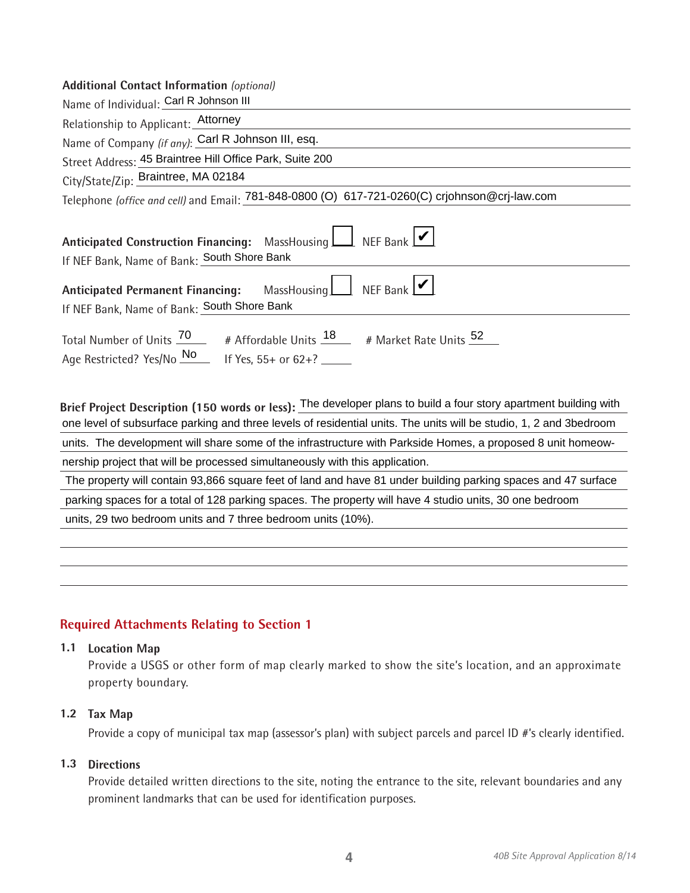**Additional Contact Information** *(optional)*

Name of Individual: Carl R Johnson III

Relationship to Applicant: Attorney

Name of Company *(if any)*: Carl R Johnson III, esq.

Street Address: 45 Braintree Hill Office Park, Suite 200

City/State/Zip: Braintree, MA 02184

Telephone *(office and cell)* and Email: 781-848-0800 (O) 617-721-0260(C) crjohnson@crj-law.com

**Anticipated Construction Financing:** MassHousing ☐ NEF Bank ☑

If NEF Bank, Name of Bank: South Shore Bank

**Anticipated Permanent Financing:** MassHousing ☐ NEF Bank ☑

If NEF Bank, Name of Bank: South Shore Bank

Total Number of Units 70 # Affordable Units 18 # Market Rate Units 52

Age Restricted? Yes/No No If Yes, 55+ or 62+? ______

**Brief Project Description (150 words or less):** The developer plans to build a four story apartment building with one level of subsurface parking and three levels of residential units. The units will be studio, 1, 2 and 3bedroom units. The development will share some of the infrastructure with Parkside Homes, a proposed 8 unit homeownership project that will be processed simultaneously with this application.

The property will contain 93,866 square feet of land and have 81 under building parking spaces and 47 surface parking spaces for a total of 128 parking spaces. The property will have 4 studio units, 30 one bedroom units, 29 two bedroom units and 7 three bedroom units (10%).

## Required Attachments Relating to Section 1

**1.1 Location Map**

Provide a USGS or other form of map clearly marked to show the site's location, and an approximate property boundary.

**1.2 Tax Map**

Provide a copy of municipal tax map (assessor's plan) with subject parcels and parcel ID #'s clearly identified.

**1.3 Directions**

Provide detailed written directions to the site, noting the entrance to the site, relevant boundaries and any prominent landmarks that can be used for identification purposes.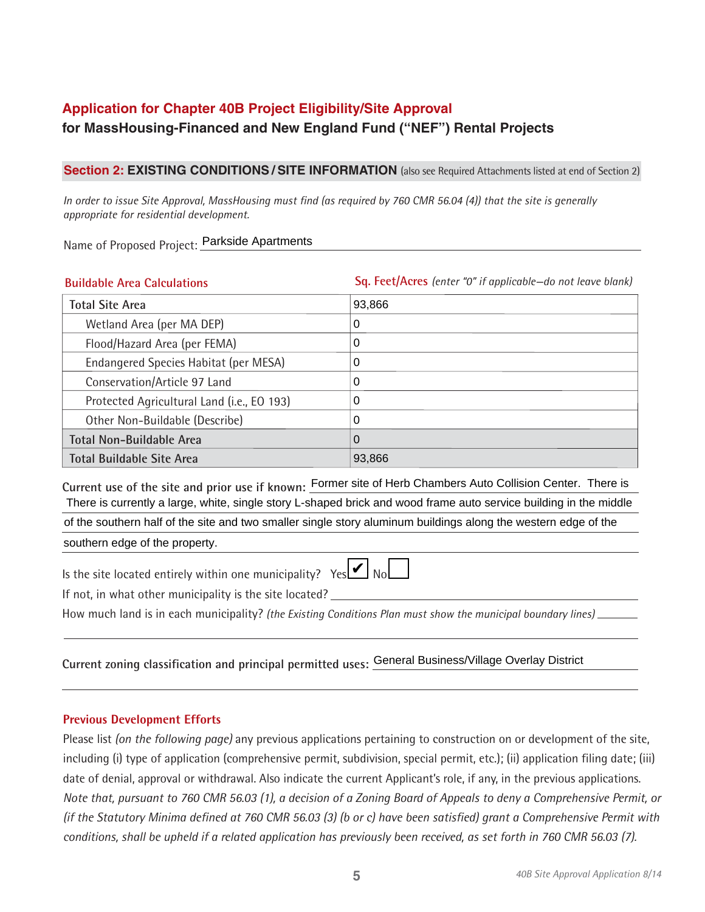## Application for Chapter 40B Project Eligibility/Site Approval
### for MassHousing-Financed and New England Fund ("NEF") Rental Projects

**Section 2: EXISTING CONDITIONS / SITE INFORMATION** (also see Required Attachments listed at end of Section 2)

*In order to issue Site Approval, MassHousing must find (as required by 760 CMR 56.04 (4)) that the site is generally appropriate for residential development.*

Name of Proposed Project: Parkside Apartments

| Buildable Area Calculations | Sq. Feet/Acres *(enter "0" if applicable—do not leave blank)* |
|---|---|
| Total Site Area | 93,866 |
| Wetland Area (per MA DEP) | 0 |
| Flood/Hazard Area (per FEMA) | 0 |
| Endangered Species Habitat (per MESA) | 0 |
| Conservation/Article 97 Land | 0 |
| Protected Agricultural Land (i.e., EO 193) | 0 |
| Other Non-Buildable (Describe) | 0 |
| Total Non-Buildable Area | 0 |
| Total Buildable Site Area | 93,866 |

**Current use of the site and prior use if known:** Former site of Herb Chambers Auto Collision Center. There is There is currently a large, white, single story L-shaped brick and wood frame auto service building in the middle of the southern half of the site and two smaller single story aluminum buildings along the western edge of the southern edge of the property.

Is the site located entirely within one municipality? Yes ☑ No ☐

If not, in what other municipality is the site located? \_\_\_\_\_\_\_\_\_\_

How much land is in each municipality? *(the Existing Conditions Plan must show the municipal boundary lines)* \_\_\_\_\_\_\_\_\_\_

**Current zoning classification and principal permitted uses:** General Business/Village Overlay District

### Previous Development Efforts

Please list *(on the following page)* any previous applications pertaining to construction on or development of the site, including (i) type of application (comprehensive permit, subdivision, special permit, etc.); (ii) application filing date; (iii) date of denial, approval or withdrawal. Also indicate the current Applicant's role, if any, in the previous applications. *Note that, pursuant to 760 CMR 56.03 (1), a decision of a Zoning Board of Appeals to deny a Comprehensive Permit, or (if the Statutory Minima defined at 760 CMR 56.03 (3) (b or c) have been satisfied) grant a Comprehensive Permit with conditions, shall be upheld if a related application has previously been received, as set forth in 760 CMR 56.03 (7).*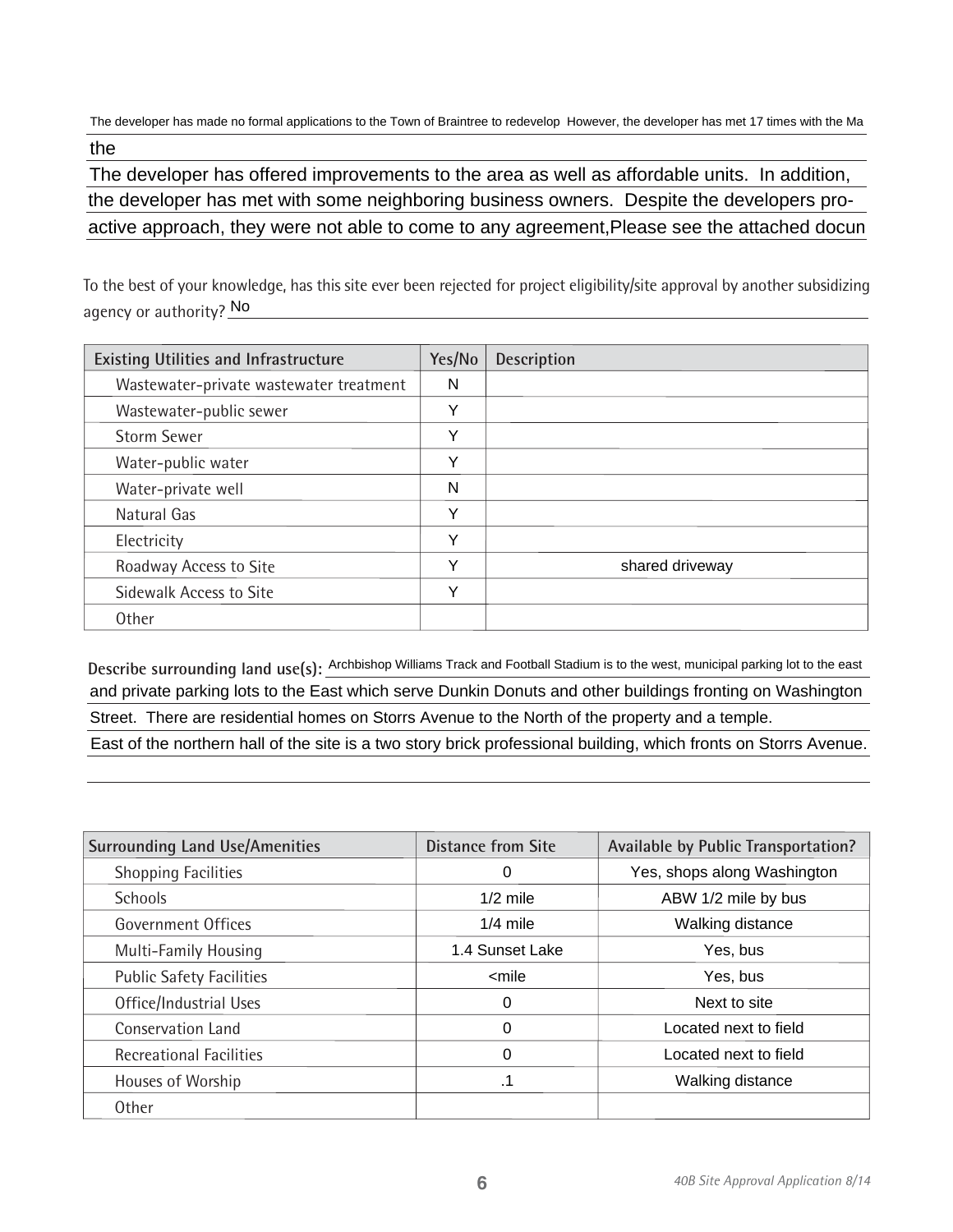The developer has made no formal applications to the Town of Braintree to redevelop However, the developer has met 17 times with the Ma

the

The developer has offered improvements to the area as well as affordable units. In addition, the developer has met with some neighboring business owners. Despite the developers pro-active approach, they were not able to come to any agreement,Please see the attached docun

To the best of your knowledge, has this site ever been rejected for project eligibility/site approval by another subsidizing agency or authority? No

| Existing Utilities and Infrastructure | Yes/No | Description |
|---|---|---|
| Wastewater-private wastewater treatment | N | |
| Wastewater-public sewer | Y | |
| Storm Sewer | Y | |
| Water-public water | Y | |
| Water-private well | N | |
| Natural Gas | Y | |
| Electricity | Y | |
| Roadway Access to Site | Y | shared driveway |
| Sidewalk Access to Site | Y | |
| Other | | |

**Describe surrounding land use(s):** Archbishop Williams Track and Football Stadium is to the west, municipal parking lot to the east and private parking lots to the East which serve Dunkin Donuts and other buildings fronting on Washington Street. There are residential homes on Storrs Avenue to the North of the property and a temple. East of the northern hall of the site is a two story brick professional building, which fronts on Storrs Avenue.

| Surrounding Land Use/Amenities | Distance from Site | Available by Public Transportation? |
|---|---|---|
| Shopping Facilities | 0 | Yes, shops along Washington |
| Schools | 1/2 mile | ABW 1/2 mile by bus |
| Government Offices | 1/4 mile | Walking distance |
| Multi-Family Housing | 1.4 Sunset Lake | Yes, bus |
| Public Safety Facilities | <mile | Yes, bus |
| Office/Industrial Uses | 0 | Next to site |
| Conservation Land | 0 | Located next to field |
| Recreational Facilities | 0 | Located next to field |
| Houses of Worship | .1 | Walking distance |
| Other | | |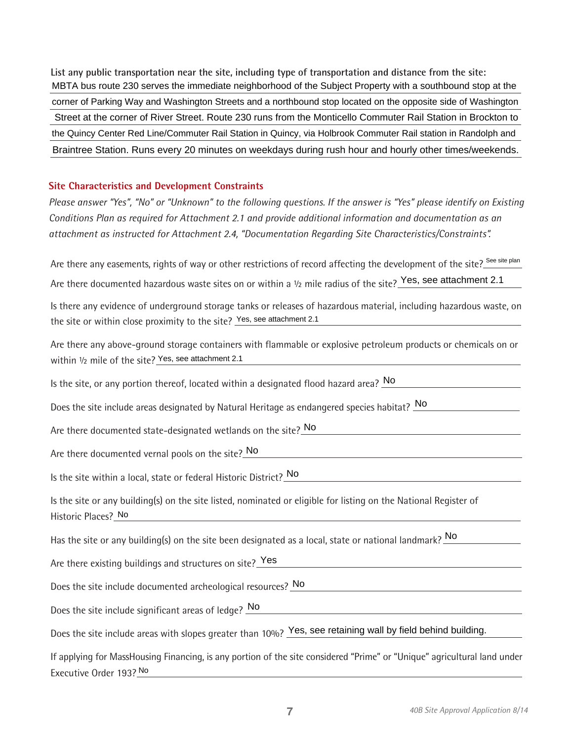**List any public transportation near the site, including type of transportation and distance from the site:**

MBTA bus route 230 serves the immediate neighborhood of the Subject Property with a southbound stop at the corner of Parking Way and Washington Streets and a northbound stop located on the opposite side of Washington Street at the corner of River Street. Route 230 runs from the Monticello Commuter Rail Station in Brockton to the Quincy Center Red Line/Commuter Rail Station in Quincy, via Holbrook Commuter Rail station in Randolph and Braintree Station. Runs every 20 minutes on weekdays during rush hour and hourly other times/weekends.

## Site Characteristics and Development Constraints

*Please answer "Yes", "No" or "Unknown" to the following questions. If the answer is "Yes" please identify on Existing Conditions Plan as required for Attachment 2.1 and provide additional information and documentation as an attachment as instructed for Attachment 2.4, "Documentation Regarding Site Characteristics/Constraints".*

Are there any easements, rights of way or other restrictions of record affecting the development of the site? See site plan

Are there documented hazardous waste sites on or within a ½ mile radius of the site? Yes, see attachment 2.1

Is there any evidence of underground storage tanks or releases of hazardous material, including hazardous waste, on the site or within close proximity to the site? Yes, see attachment 2.1

Are there any above-ground storage containers with flammable or explosive petroleum products or chemicals on or within ½ mile of the site? Yes, see attachment 2.1

Is the site, or any portion thereof, located within a designated flood hazard area? No

Does the site include areas designated by Natural Heritage as endangered species habitat? No

Are there documented state-designated wetlands on the site? No

Are there documented vernal pools on the site? No

Is the site within a local, state or federal Historic District? No

Is the site or any building(s) on the site listed, nominated or eligible for listing on the National Register of Historic Places? No

Has the site or any building(s) on the site been designated as a local, state or national landmark? No

Are there existing buildings and structures on site? Yes

Does the site include documented archeological resources? No

Does the site include significant areas of ledge? No

Does the site include areas with slopes greater than 10%? Yes, see retaining wall by field behind building.

If applying for MassHousing Financing, is any portion of the site considered "Prime" or "Unique" agricultural land under Executive Order 193? No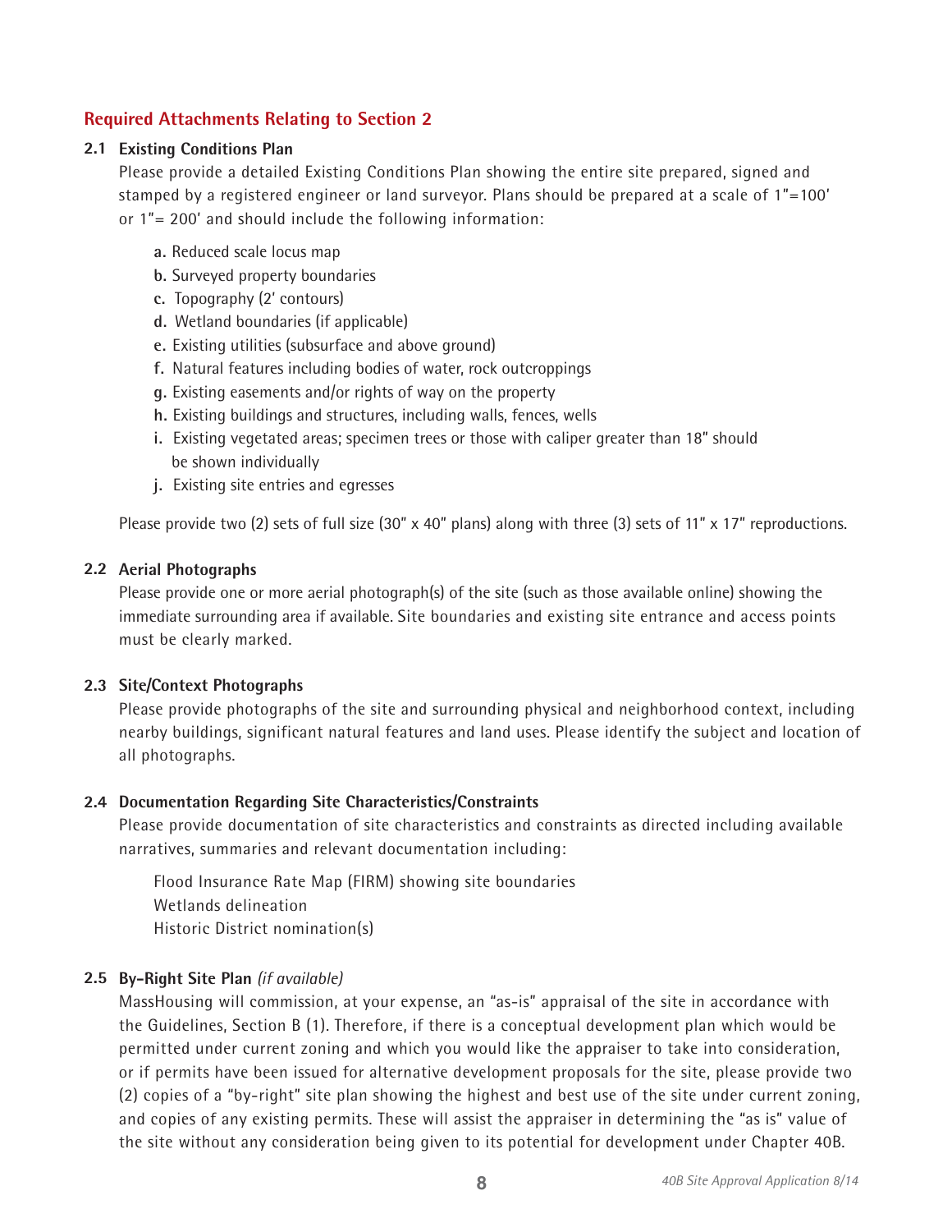## Required Attachments Relating to Section 2

### 2.1 Existing Conditions Plan

Please provide a detailed Existing Conditions Plan showing the entire site prepared, signed and stamped by a registered engineer or land surveyor. Plans should be prepared at a scale of 1"=100' or 1"= 200' and should include the following information:

- **a.** Reduced scale locus map
- **b.** Surveyed property boundaries
- **c.** Topography (2' contours)
- **d.** Wetland boundaries (if applicable)
- **e.** Existing utilities (subsurface and above ground)
- **f.** Natural features including bodies of water, rock outcroppings
- **g.** Existing easements and/or rights of way on the property
- **h.** Existing buildings and structures, including walls, fences, wells
- **i.** Existing vegetated areas; specimen trees or those with caliper greater than 18" should be shown individually
- **j.** Existing site entries and egresses

Please provide two (2) sets of full size (30" x 40" plans) along with three (3) sets of 11" x 17" reproductions.

### 2.2 Aerial Photographs

Please provide one or more aerial photograph(s) of the site (such as those available online) showing the immediate surrounding area if available. Site boundaries and existing site entrance and access points must be clearly marked.

### 2.3 Site/Context Photographs

Please provide photographs of the site and surrounding physical and neighborhood context, including nearby buildings, significant natural features and land uses. Please identify the subject and location of all photographs.

### 2.4 Documentation Regarding Site Characteristics/Constraints

Please provide documentation of site characteristics and constraints as directed including available narratives, summaries and relevant documentation including:

Flood Insurance Rate Map (FIRM) showing site boundaries
Wetlands delineation
Historic District nomination(s)

### 2.5 By-Right Site Plan *(if available)*

MassHousing will commission, at your expense, an "as-is" appraisal of the site in accordance with the Guidelines, Section B (1). Therefore, if there is a conceptual development plan which would be permitted under current zoning and which you would like the appraiser to take into consideration, or if permits have been issued for alternative development proposals for the site, please provide two (2) copies of a "by-right" site plan showing the highest and best use of the site under current zoning, and copies of any existing permits. These will assist the appraiser in determining the "as is" value of the site without any consideration being given to its potential for development under Chapter 40B.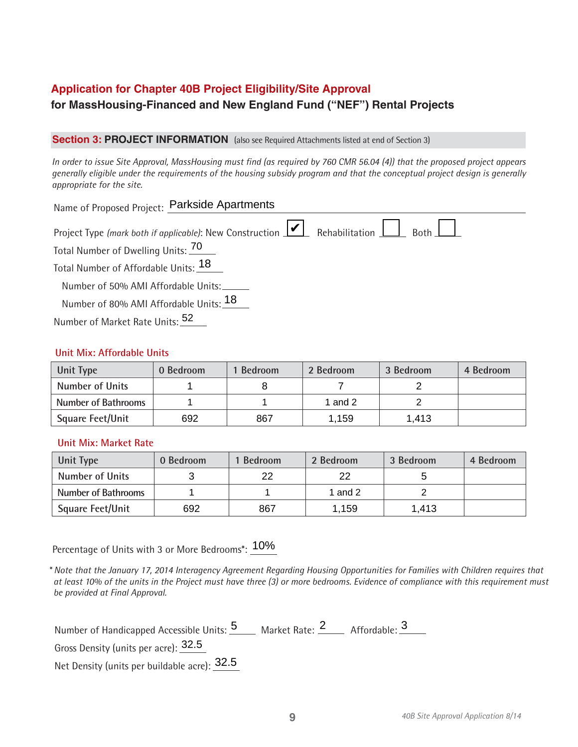# Application for Chapter 40B Project Eligibility/Site Approval
## for MassHousing-Financed and New England Fund ("NEF") Rental Projects

### Section 3: PROJECT INFORMATION (also see Required Attachments listed at end of Section 3)

*In order to issue Site Approval, MassHousing must find (as required by 760 CMR 56.04 (4)) that the proposed project appears generally eligible under the requirements of the housing subsidy program and that the conceptual project design is generally appropriate for the site.*

Name of Proposed Project: Parkside Apartments

Project Type (*mark both if applicable*): New Construction ☑ Rehabilitation ☐ Both ☐

Total Number of Dwelling Units: 70

Total Number of Affordable Units: 18

Number of 50% AMI Affordable Units: ______

Number of 80% AMI Affordable Units: 18

Number of Market Rate Units: 52

**Unit Mix: Affordable Units**

| Unit Type | 0 Bedroom | 1 Bedroom | 2 Bedroom | 3 Bedroom | 4 Bedroom |
|---|---|---|---|---|---|
| Number of Units | 1 | 8 | 7 | 2 | |
| Number of Bathrooms | 1 | 1 | 1 and 2 | 2 | |
| Square Feet/Unit | 692 | 867 | 1,159 | 1,413 | |

**Unit Mix: Market Rate**

| Unit Type | 0 Bedroom | 1 Bedroom | 2 Bedroom | 3 Bedroom | 4 Bedroom |
|---|---|---|---|---|---|
| Number of Units | 3 | 22 | 22 | 5 | |
| Number of Bathrooms | 1 | 1 | 1 and 2 | 2 | |
| Square Feet/Unit | 692 | 867 | 1,159 | 1,413 | |

Percentage of Units with 3 or More Bedrooms*: 10%

\* *Note that the January 17, 2014 Interagency Agreement Regarding Housing Opportunities for Families with Children requires that at least 10% of the units in the Project must have three (3) or more bedrooms. Evidence of compliance with this requirement must be provided at Final Approval.*

Number of Handicapped Accessible Units: 5 Market Rate: 2 Affordable: 3

Gross Density (units per acre): 32.5

Net Density (units per buildable acre): 32.5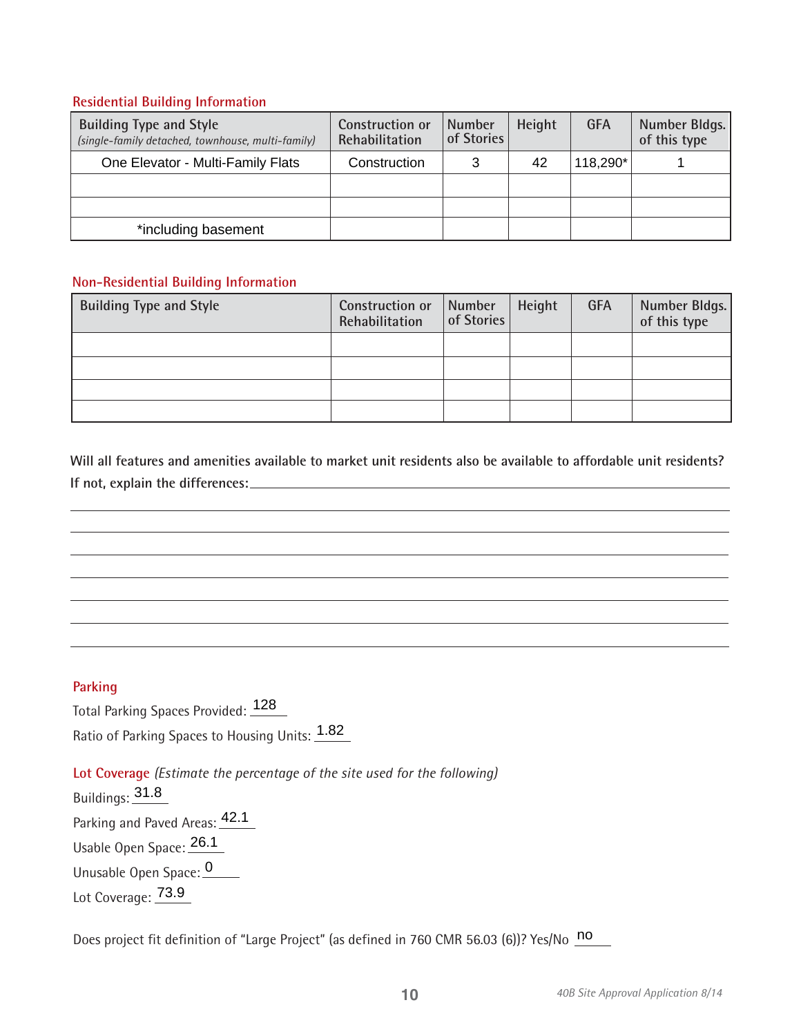### Residential Building Information

| Building Type and Style *(single-family detached, townhouse, multi-family)* | Construction or Rehabilitation | Number of Stories | Height | GFA | Number Bldgs. of this type |
|---|---|---|---|---|---|
| One Elevator - Multi-Family Flats | Construction | 3 | 42 | 118,290* | 1 |
| | | | | | |
| | | | | | |
| *including basement | | | | | |

### Non-Residential Building Information

| Building Type and Style | Construction or Rehabilitation | Number of Stories | Height | GFA | Number Bldgs. of this type |
|---|---|---|---|---|---|
| | | | | | |
| | | | | | |
| | | | | | |
| | | | | | |

**Will all features and amenities available to market unit residents also be available to affordable unit residents? If not, explain the differences:** ______

### Parking

Total Parking Spaces Provided: 128

Ratio of Parking Spaces to Housing Units: 1.82

### Lot Coverage *(Estimate the percentage of the site used for the following)*

Buildings: 31.8

Parking and Paved Areas: 42.1

Usable Open Space: 26.1

Unusable Open Space: 0

Lot Coverage: 73.9

Does project fit definition of "Large Project" (as defined in 760 CMR 56.03 (6))? Yes/No no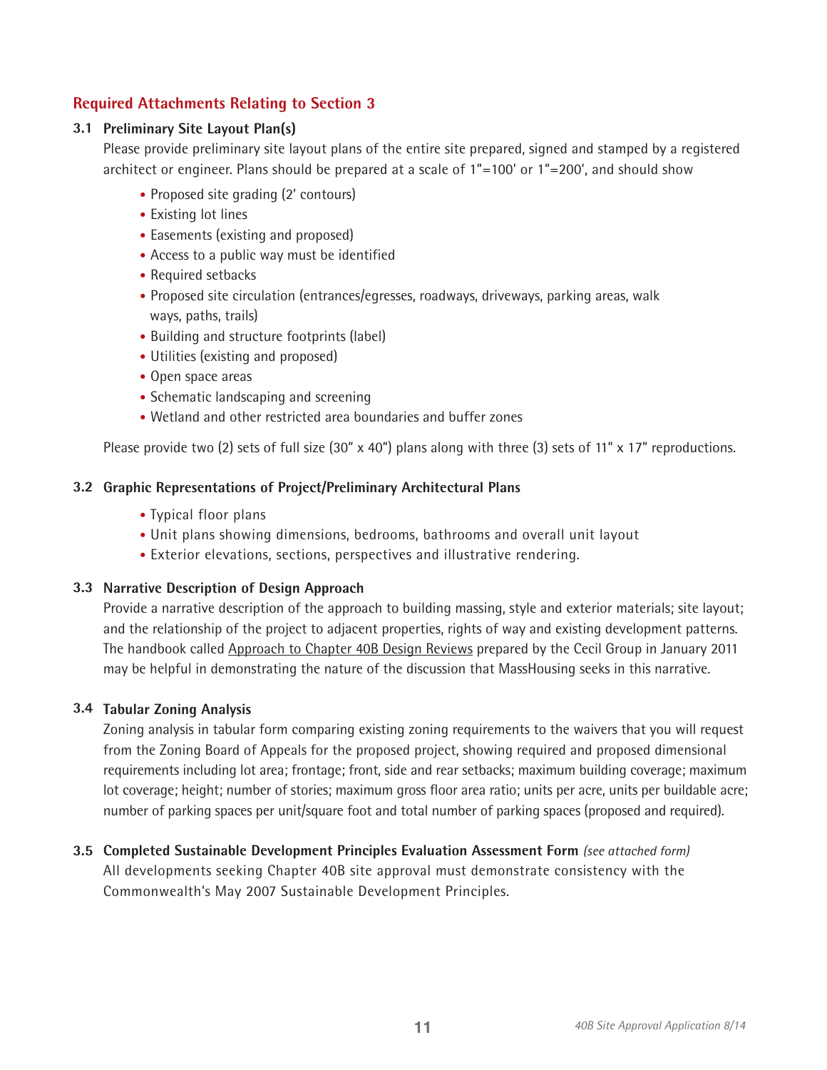## Required Attachments Relating to Section 3

### 3.1 Preliminary Site Layout Plan(s)

Please provide preliminary site layout plans of the entire site prepared, signed and stamped by a registered architect or engineer. Plans should be prepared at a scale of 1"=100' or 1"=200', and should show

- Proposed site grading (2' contours)
- Existing lot lines
- Easements (existing and proposed)
- Access to a public way must be identified
- Required setbacks
- Proposed site circulation (entrances/egresses, roadways, driveways, parking areas, walk ways, paths, trails)
- Building and structure footprints (label)
- Utilities (existing and proposed)
- Open space areas
- Schematic landscaping and screening
- Wetland and other restricted area boundaries and buffer zones

Please provide two (2) sets of full size (30" x 40") plans along with three (3) sets of 11" x 17" reproductions.

### 3.2 Graphic Representations of Project/Preliminary Architectural Plans

- Typical floor plans
- Unit plans showing dimensions, bedrooms, bathrooms and overall unit layout
- Exterior elevations, sections, perspectives and illustrative rendering.

### 3.3 Narrative Description of Design Approach

Provide a narrative description of the approach to building massing, style and exterior materials; site layout; and the relationship of the project to adjacent properties, rights of way and existing development patterns. The handbook called Approach to Chapter 40B Design Reviews prepared by the Cecil Group in January 2011 may be helpful in demonstrating the nature of the discussion that MassHousing seeks in this narrative.

### 3.4 Tabular Zoning Analysis

Zoning analysis in tabular form comparing existing zoning requirements to the waivers that you will request from the Zoning Board of Appeals for the proposed project, showing required and proposed dimensional requirements including lot area; frontage; front, side and rear setbacks; maximum building coverage; maximum lot coverage; height; number of stories; maximum gross floor area ratio; units per acre, units per buildable acre; number of parking spaces per unit/square foot and total number of parking spaces (proposed and required).

### 3.5 Completed Sustainable Development Principles Evaluation Assessment Form *(see attached form)*

All developments seeking Chapter 40B site approval must demonstrate consistency with the Commonwealth's May 2007 Sustainable Development Principles.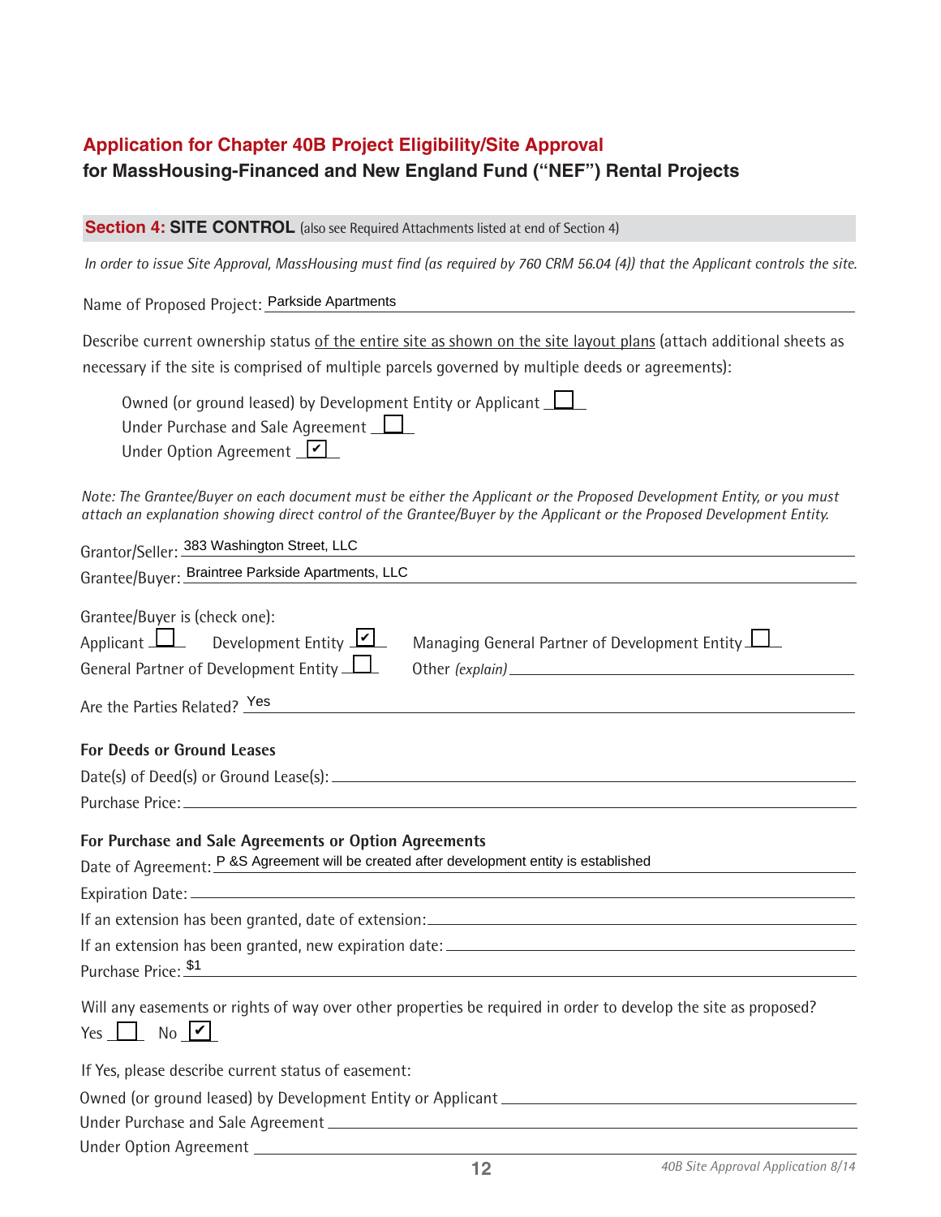## Application for Chapter 40B Project Eligibility/Site Approval
### for MassHousing-Financed and New England Fund ("NEF") Rental Projects

**Section 4: SITE CONTROL** (also see Required Attachments listed at end of Section 4)

*In order to issue Site Approval, MassHousing must find (as required by 760 CRM 56.04 (4)) that the Applicant controls the site.*

Name of Proposed Project: Parkside Apartments

Describe current ownership status of the entire site as shown on the site layout plans (attach additional sheets as necessary if the site is comprised of multiple parcels governed by multiple deeds or agreements):

- Owned (or ground leased) by Development Entity or Applicant ☐
- Under Purchase and Sale Agreement ☐
- Under Option Agreement ☑

*Note: The Grantee/Buyer on each document must be either the Applicant or the Proposed Development Entity, or you must attach an explanation showing direct control of the Grantee/Buyer by the Applicant or the Proposed Development Entity.*

Grantor/Seller: 383 Washington Street, LLC

Grantee/Buyer: Braintree Parkside Apartments, LLC

Grantee/Buyer is (check one):

Applicant ☐ Development Entity ☑ Managing General Partner of Development Entity ☐

General Partner of Development Entity ☐ Other *(explain)* ______

Are the Parties Related? Yes

**For Deeds or Ground Leases**

Date(s) of Deed(s) or Ground Lease(s): ______

Purchase Price: ______

**For Purchase and Sale Agreements or Option Agreements**

Date of Agreement: P &S Agreement will be created after development entity is established

Expiration Date: ______

If an extension has been granted, date of extension: ______

If an extension has been granted, new expiration date: ______

Purchase Price: $1

Will any easements or rights of way over other properties be required in order to develop the site as proposed?

Yes ☐ No ☑

If Yes, please describe current status of easement:

Owned (or ground leased) by Development Entity or Applicant ______

Under Purchase and Sale Agreement ______

Under Option Agreement ______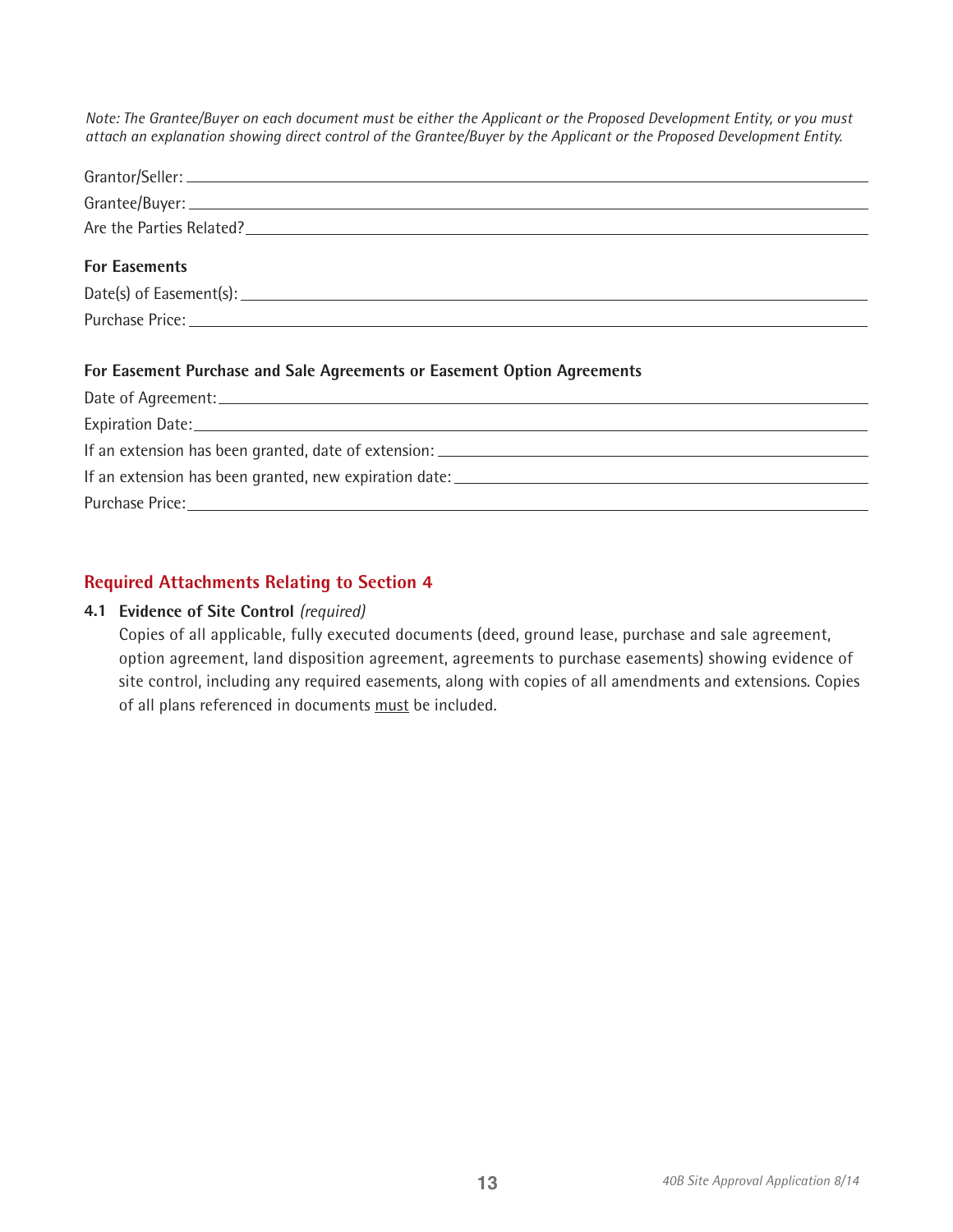*Note: The Grantee/Buyer on each document must be either the Applicant or the Proposed Development Entity, or you must attach an explanation showing direct control of the Grantee/Buyer by the Applicant or the Proposed Development Entity.*

Grantor/Seller: \_\_\_\_\_\_\_\_\_\_\_\_\_\_\_\_\_\_\_\_\_\_\_\_\_\_\_\_\_\_

Grantee/Buyer: \_\_\_\_\_\_\_\_\_\_\_\_\_\_\_\_\_\_\_\_\_\_\_\_\_\_\_\_\_\_

Are the Parties Related? \_\_\_\_\_\_\_\_\_\_\_\_\_\_\_\_\_\_\_\_\_\_\_\_\_\_\_\_\_\_

**For Easements**

Date(s) of Easement(s): \_\_\_\_\_\_\_\_\_\_\_\_\_\_\_\_\_\_\_\_\_\_\_\_\_\_\_\_\_\_

Purchase Price: \_\_\_\_\_\_\_\_\_\_\_\_\_\_\_\_\_\_\_\_\_\_\_\_\_\_\_\_\_\_

**For Easement Purchase and Sale Agreements or Easement Option Agreements**

Date of Agreement: \_\_\_\_\_\_\_\_\_\_\_\_\_\_\_\_\_\_\_\_\_\_\_\_\_\_\_\_\_\_

Expiration Date: \_\_\_\_\_\_\_\_\_\_\_\_\_\_\_\_\_\_\_\_\_\_\_\_\_\_\_\_\_\_

If an extension has been granted, date of extension: \_\_\_\_\_\_\_\_\_\_\_\_\_\_\_\_\_\_\_\_\_\_\_\_\_\_\_\_\_\_

If an extension has been granted, new expiration date: \_\_\_\_\_\_\_\_\_\_\_\_\_\_\_\_\_\_\_\_\_\_\_\_\_\_\_\_\_\_

Purchase Price: \_\_\_\_\_\_\_\_\_\_\_\_\_\_\_\_\_\_\_\_\_\_\_\_\_\_\_\_\_\_

## Required Attachments Relating to Section 4

**4.1 Evidence of Site Control** *(required)*

Copies of all applicable, fully executed documents (deed, ground lease, purchase and sale agreement, option agreement, land disposition agreement, agreements to purchase easements) showing evidence of site control, including any required easements, along with copies of all amendments and extensions. Copies of all plans referenced in documents <u>must</u> be included.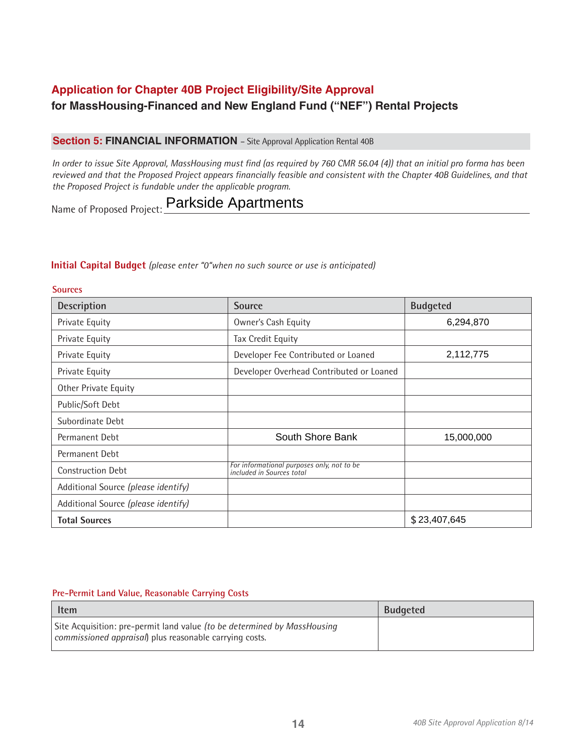## Application for Chapter 40B Project Eligibility/Site Approval
### for MassHousing-Financed and New England Fund ("NEF") Rental Projects

### Section 5: FINANCIAL INFORMATION – Site Approval Application Rental 40B

*In order to issue Site Approval, MassHousing must find (as required by 760 CMR 56.04 (4)) that an initial pro forma has been reviewed and that the Proposed Project appears financially feasible and consistent with the Chapter 40B Guidelines, and that the Proposed Project is fundable under the applicable program.*

Name of Proposed Project: Parkside Apartments

**Initial Capital Budget** *(please enter "0"when no such source or use is anticipated)*

**Sources**

| Description | Source | Budgeted |
|---|---|---|
| Private Equity | Owner's Cash Equity | 6,294,870 |
| Private Equity | Tax Credit Equity | |
| Private Equity | Developer Fee Contributed or Loaned | 2,112,775 |
| Private Equity | Developer Overhead Contributed or Loaned | |
| Other Private Equity | | |
| Public/Soft Debt | | |
| Subordinate Debt | | |
| Permanent Debt | South Shore Bank | 15,000,000 |
| Permanent Debt | | |
| Construction Debt | *For informational purposes only, not to be included in Sources total* | |
| Additional Source *(please identify)* | | |
| Additional Source *(please identify)* | | |
| **Total Sources** | | $ 23,407,645 |

**Pre-Permit Land Value, Reasonable Carrying Costs**

| Item | Budgeted |
|---|---|
| Site Acquisition: pre-permit land value *(to be determined by MassHousing commissioned appraisal)* plus reasonable carrying costs. | |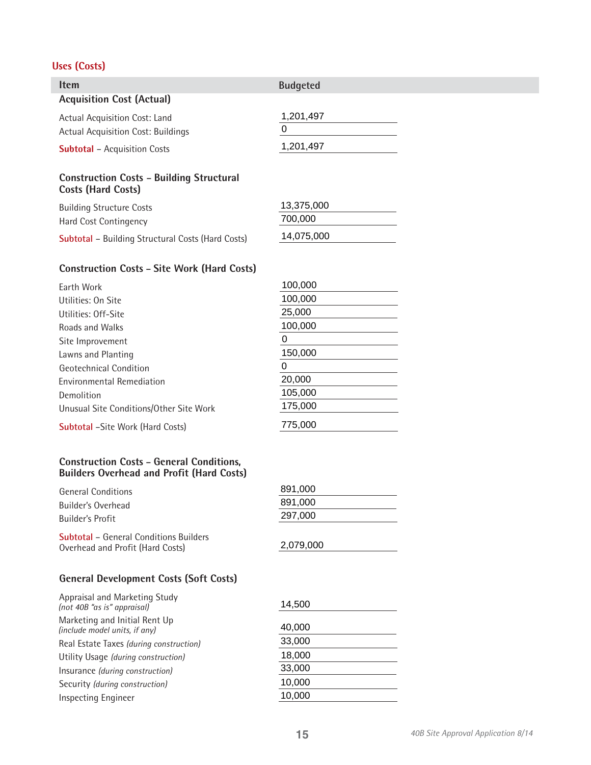## Uses (Costs)

| Item | Budgeted |
|---|---|
| **Acquisition Cost (Actual)** | |
| Actual Acquisition Cost: Land | 1,201,497 |
| Actual Acquisition Cost: Buildings | 0 |
| **Subtotal** – Acquisition Costs | 1,201,497 |
| **Construction Costs – Building Structural Costs (Hard Costs)** | |
| Building Structure Costs | 13,375,000 |
| Hard Cost Contingency | 700,000 |
| **Subtotal** – Building Structural Costs (Hard Costs) | 14,075,000 |
| **Construction Costs – Site Work (Hard Costs)** | |
| Earth Work | 100,000 |
| Utilities: On Site | 100,000 |
| Utilities: Off-Site | 25,000 |
| Roads and Walks | 100,000 |
| Site Improvement | 0 |
| Lawns and Planting | 150,000 |
| Geotechnical Condition | 0 |
| Environmental Remediation | 20,000 |
| Demolition | 105,000 |
| Unusual Site Conditions/Other Site Work | 175,000 |
| **Subtotal** –Site Work (Hard Costs) | 775,000 |
| **Construction Costs – General Conditions, Builders Overhead and Profit (Hard Costs)** | |
| General Conditions | 891,000 |
| Builder's Overhead | 891,000 |
| Builder's Profit | 297,000 |
| **Subtotal** – General Conditions Builders Overhead and Profit (Hard Costs) | 2,079,000 |
| **General Development Costs (Soft Costs)** | |
| Appraisal and Marketing Study *(not 40B "as is" appraisal)* | 14,500 |
| Marketing and Initial Rent Up *(include model units, if any)* | 40,000 |
| Real Estate Taxes *(during construction)* | 33,000 |
| Utility Usage *(during construction)* | 18,000 |
| Insurance *(during construction)* | 33,000 |
| Security *(during construction)* | 10,000 |
| Inspecting Engineer | 10,000 |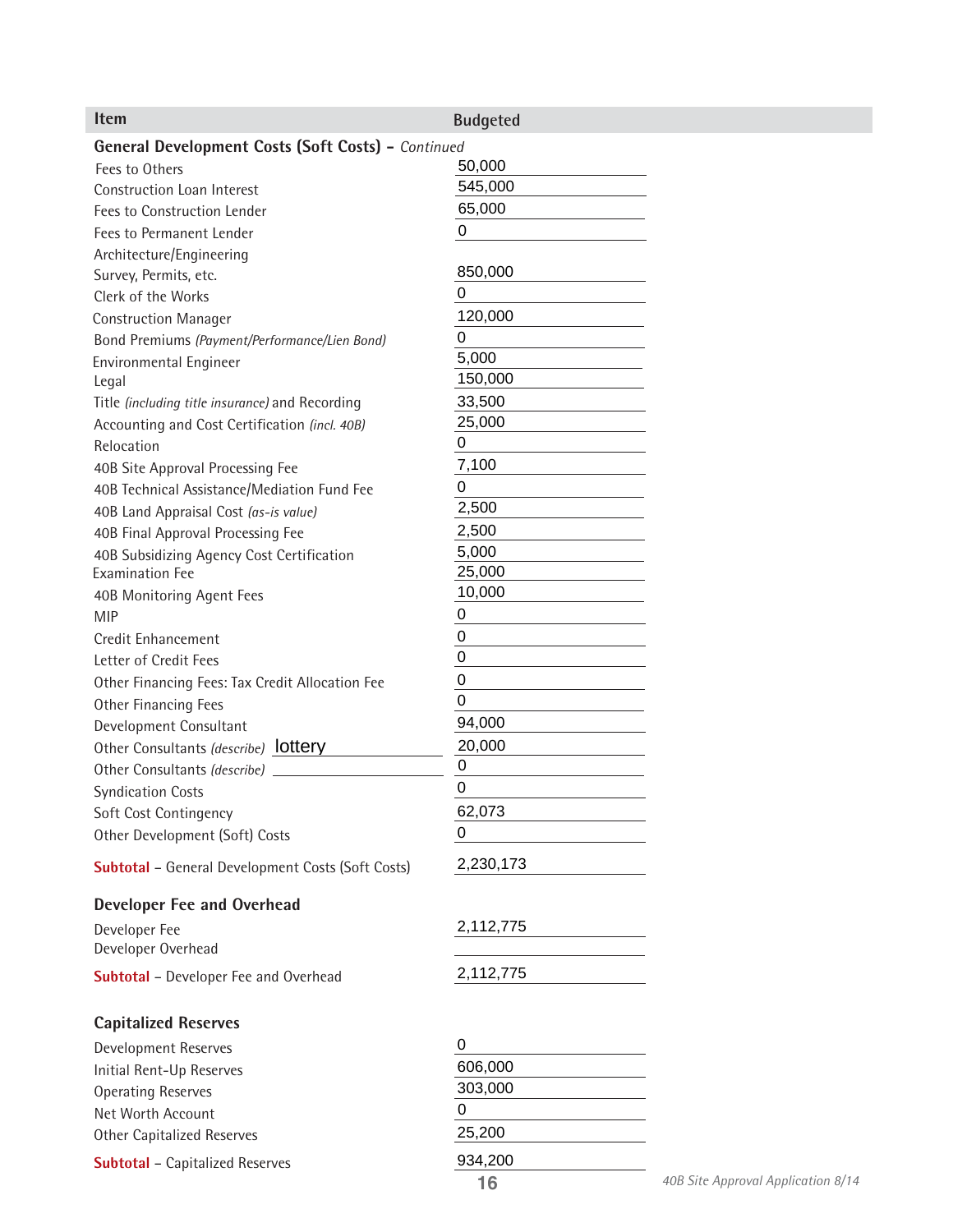| Item | Budgeted |
| --- | --- |
| **General Development Costs (Soft Costs) –** *Continued* | |
| Fees to Others | 50,000 |
| Construction Loan Interest | 545,000 |
| Fees to Construction Lender | 65,000 |
| Fees to Permanent Lender | 0 |
| Architecture/Engineering Survey, Permits, etc. | 850,000 |
| Clerk of the Works | 0 |
| Construction Manager | 120,000 |
| Bond Premiums *(Payment/Performance/Lien Bond)* | 0 |
| Environmental Engineer | 5,000 |
| Legal | 150,000 |
| Title *(including title insurance)* and Recording | 33,500 |
| Accounting and Cost Certification *(incl. 40B)* | 25,000 |
| Relocation | 0 |
| 40B Site Approval Processing Fee | 7,100 |
| 40B Technical Assistance/Mediation Fund Fee | 0 |
| 40B Land Appraisal Cost *(as-is value)* | 2,500 |
| 40B Final Approval Processing Fee | 2,500 |
| 40B Subsidizing Agency Cost Certification | 5,000 |
| Examination Fee | 25,000 |
| 40B Monitoring Agent Fees | 10,000 |
| MIP | 0 |
| Credit Enhancement | 0 |
| Letter of Credit Fees | 0 |
| Other Financing Fees: Tax Credit Allocation Fee | 0 |
| Other Financing Fees | 0 |
| Development Consultant | 94,000 |
| Other Consultants *(describe)* lottery | 20,000 |
| Other Consultants *(describe)* | 0 |
| Syndication Costs | 0 |
| Soft Cost Contingency | 62,073 |
| Other Development (Soft) Costs | 0 |
| **Subtotal** – General Development Costs (Soft Costs) | 2,230,173 |
| **Developer Fee and Overhead** | |
| Developer Fee | 2,112,775 |
| Developer Overhead | |
| **Subtotal** – Developer Fee and Overhead | 2,112,775 |
| **Capitalized Reserves** | |
| Development Reserves | 0 |
| Initial Rent-Up Reserves | 606,000 |
| Operating Reserves | 303,000 |
| Net Worth Account | 0 |
| Other Capitalized Reserves | 25,200 |
| **Subtotal** – Capitalized Reserves | 934,200 |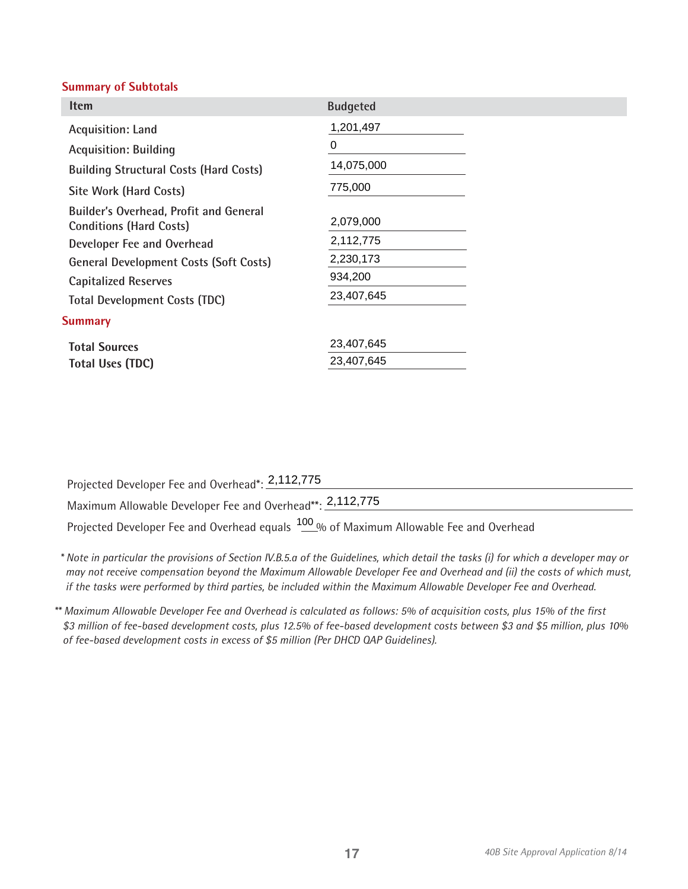## Summary of Subtotals

| Item | Budgeted |
|---|---|
| Acquisition: Land | 1,201,497 |
| Acquisition: Building | 0 |
| Building Structural Costs (Hard Costs) | 14,075,000 |
| Site Work (Hard Costs) | 775,000 |
| Builder's Overhead, Profit and General Conditions (Hard Costs) | 2,079,000 |
| Developer Fee and Overhead | 2,112,775 |
| General Development Costs (Soft Costs) | 2,230,173 |
| Capitalized Reserves | 934,200 |
| Total Development Costs (TDC) | 23,407,645 |

## Summary

| | |
|---|---|
| **Total Sources** | 23,407,645 |
| **Total Uses (TDC)** | 23,407,645 |

Projected Developer Fee and Overhead*: 2,112,775

Maximum Allowable Developer Fee and Overhead**: 2,112,775

Projected Developer Fee and Overhead equals 100 % of Maximum Allowable Fee and Overhead

\* *Note in particular the provisions of Section IV.B.5.a of the Guidelines, which detail the tasks (i) for which a developer may or may not receive compensation beyond the Maximum Allowable Developer Fee and Overhead and (ii) the costs of which must, if the tasks were performed by third parties, be included within the Maximum Allowable Developer Fee and Overhead.*

\*\* *Maximum Allowable Developer Fee and Overhead is calculated as follows: 5% of acquisition costs, plus 15% of the first $3 million of fee-based development costs, plus 12.5% of fee-based development costs between $3 and $5 million, plus 10% of fee-based development costs in excess of $5 million (Per DHCD QAP Guidelines).*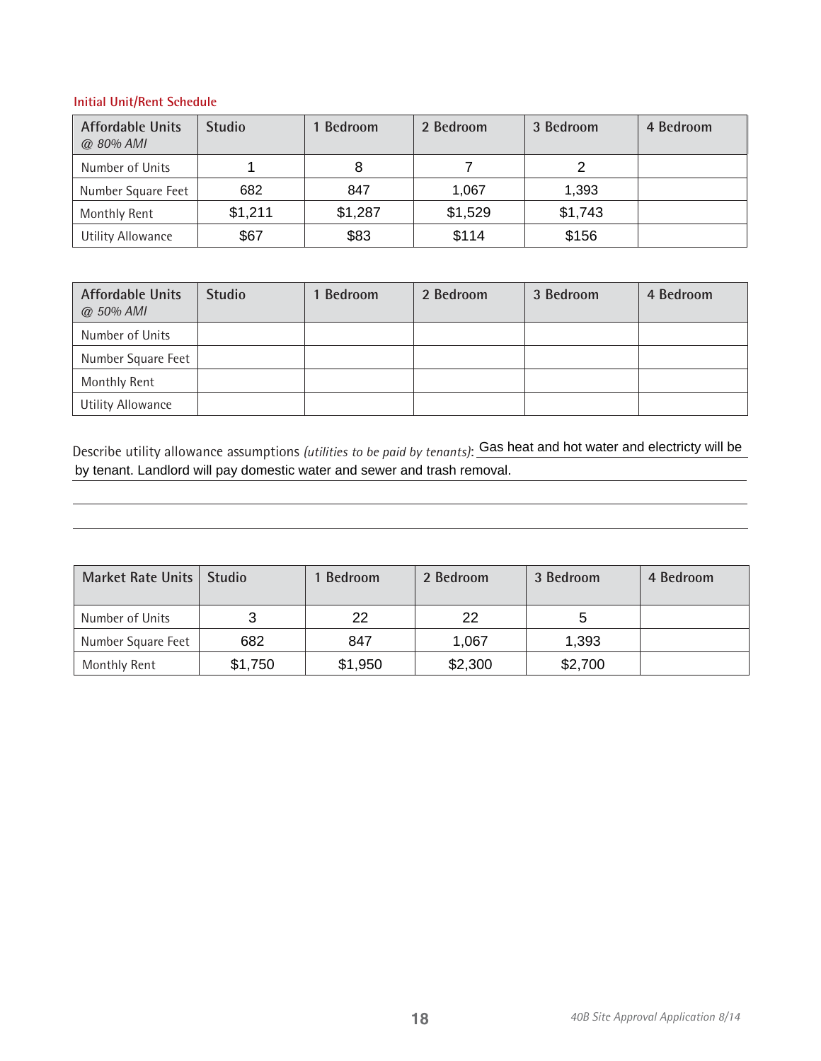### Initial Unit/Rent Schedule

| Affordable Units *@ 80% AMI* | Studio | 1 Bedroom | 2 Bedroom | 3 Bedroom | 4 Bedroom |
|---|---|---|---|---|---|
| Number of Units | 1 | 8 | 7 | 2 | |
| Number Square Feet | 682 | 847 | 1,067 | 1,393 | |
| Monthly Rent | $1,211 | $1,287 | $1,529 | $1,743 | |
| Utility Allowance | $67 | $83 | $114 | $156 | |

| Affordable Units *@ 50% AMI* | Studio | 1 Bedroom | 2 Bedroom | 3 Bedroom | 4 Bedroom |
|---|---|---|---|---|---|
| Number of Units | | | | | |
| Number Square Feet | | | | | |
| Monthly Rent | | | | | |
| Utility Allowance | | | | | |

Describe utility allowance assumptions *(utilities to be paid by tenants)*: Gas heat and hot water and electricty will be by tenant. Landlord will pay domestic water and sewer and trash removal.

| Market Rate Units | Studio | 1 Bedroom | 2 Bedroom | 3 Bedroom | 4 Bedroom |
|---|---|---|---|---|---|
| Number of Units | 3 | 22 | 22 | 5 | |
| Number Square Feet | 682 | 847 | 1,067 | 1,393 | |
| Monthly Rent | $1,750 | $1,950 | $2,300 | $2,700 | |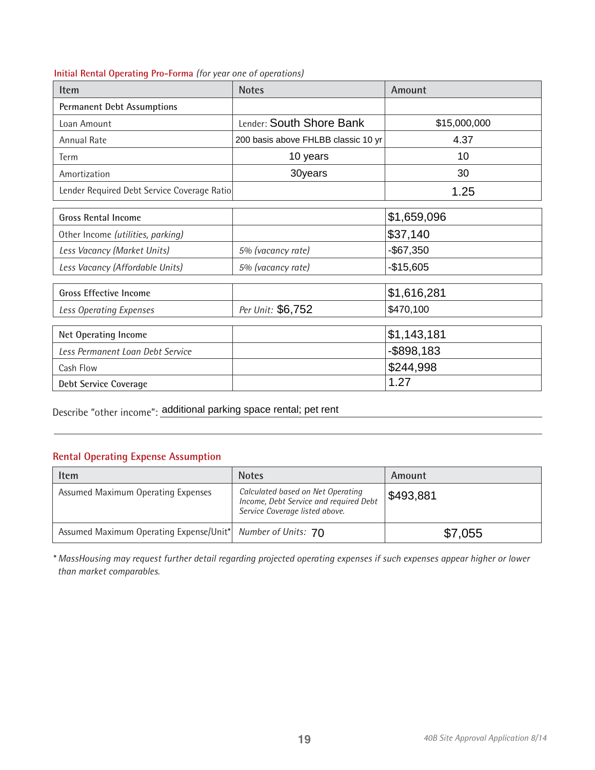## Initial Rental Operating Pro-Forma *(for year one of operations)*

| Item | Notes | Amount |
|---|---|---|
| **Permanent Debt Assumptions** | | |
| Loan Amount | Lender: South Shore Bank | $15,000,000 |
| Annual Rate | 200 basis above FHLBB classic 10 yr | 4.37 |
| Term | 10 years | 10 |
| Amortization | 30years | 30 |
| Lender Required Debt Service Coverage Ratio | | 1.25 |
| **Gross Rental Income** | | $1,659,096 |
| Other Income *(utilities, parking)* | | $37,140 |
| *Less Vacancy (Market Units)* | *5% (vacancy rate)* | -$67,350 |
| *Less Vacancy (Affordable Units)* | *5% (vacancy rate)* | -$15,605 |
| **Gross Effective Income** | | $1,616,281 |
| *Less Operating Expenses* | *Per Unit:* $6,752 | $470,100 |
| **Net Operating Income** | | $1,143,181 |
| *Less Permanent Loan Debt Service* | | -$898,183 |
| Cash Flow | | $244,998 |
| **Debt Service Coverage** | | 1.27 |

Describe "other income": additional parking space rental; pet rent

## Rental Operating Expense Assumption

| Item | Notes | Amount |
|---|---|---|
| Assumed Maximum Operating Expenses | *Calculated based on Net Operating Income, Debt Service and required Debt Service Coverage listed above.* | $493,881 |
| Assumed Maximum Operating Expense/Unit* | *Number of Units:* 70 | $7,055 |

*\* MassHousing may request further detail regarding projected operating expenses if such expenses appear higher or lower than market comparables.*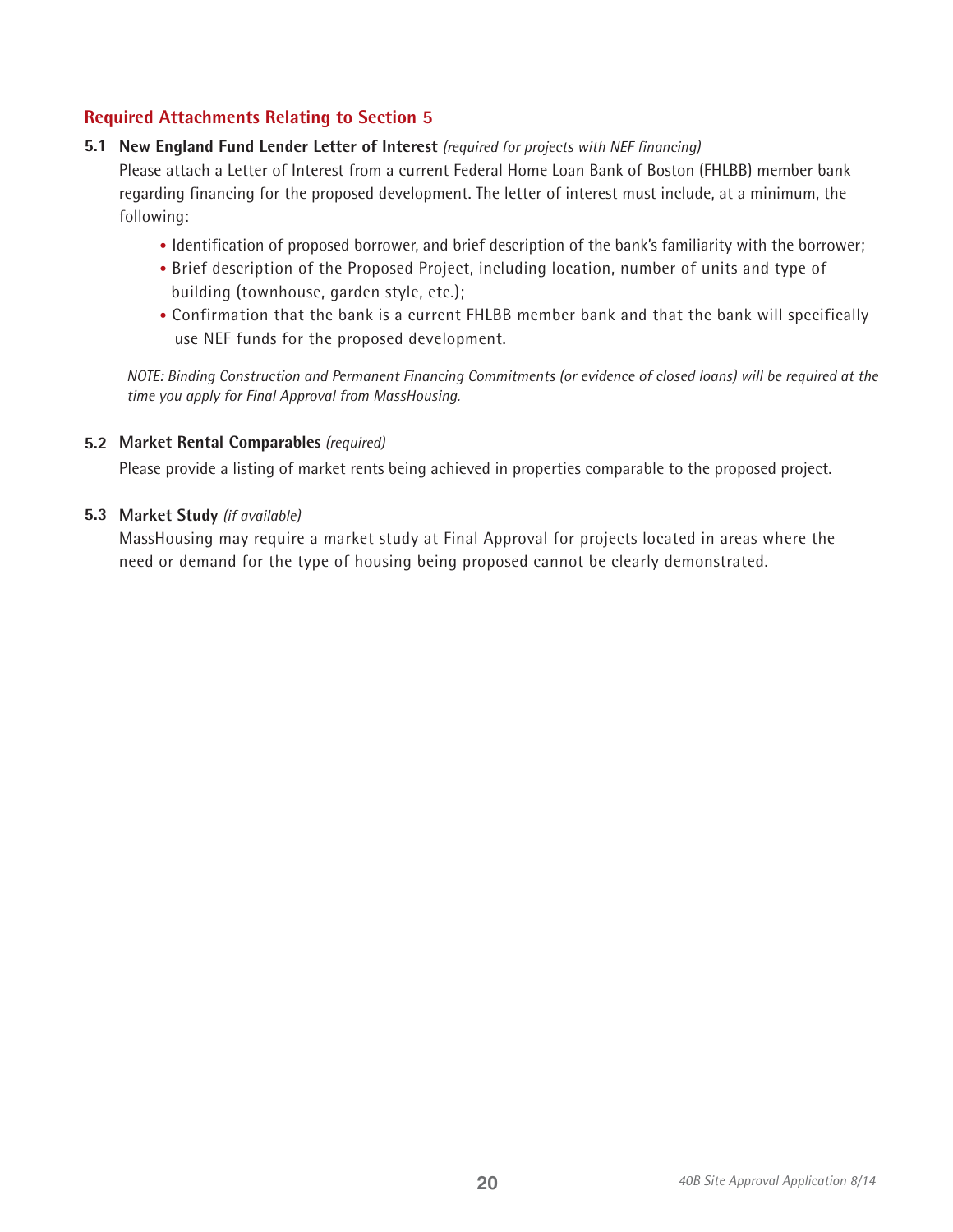## Required Attachments Relating to Section 5

**5.1 New England Fund Lender Letter of Interest** *(required for projects with NEF financing)*

Please attach a Letter of Interest from a current Federal Home Loan Bank of Boston (FHLBB) member bank regarding financing for the proposed development. The letter of interest must include, at a minimum, the following:

- Identification of proposed borrower, and brief description of the bank's familiarity with the borrower;
- Brief description of the Proposed Project, including location, number of units and type of building (townhouse, garden style, etc.);
- Confirmation that the bank is a current FHLBB member bank and that the bank will specifically use NEF funds for the proposed development.

*NOTE: Binding Construction and Permanent Financing Commitments (or evidence of closed loans) will be required at the time you apply for Final Approval from MassHousing.*

**5.2 Market Rental Comparables** *(required)*

Please provide a listing of market rents being achieved in properties comparable to the proposed project.

**5.3 Market Study** *(if available)*

MassHousing may require a market study at Final Approval for projects located in areas where the need or demand for the type of housing being proposed cannot be clearly demonstrated.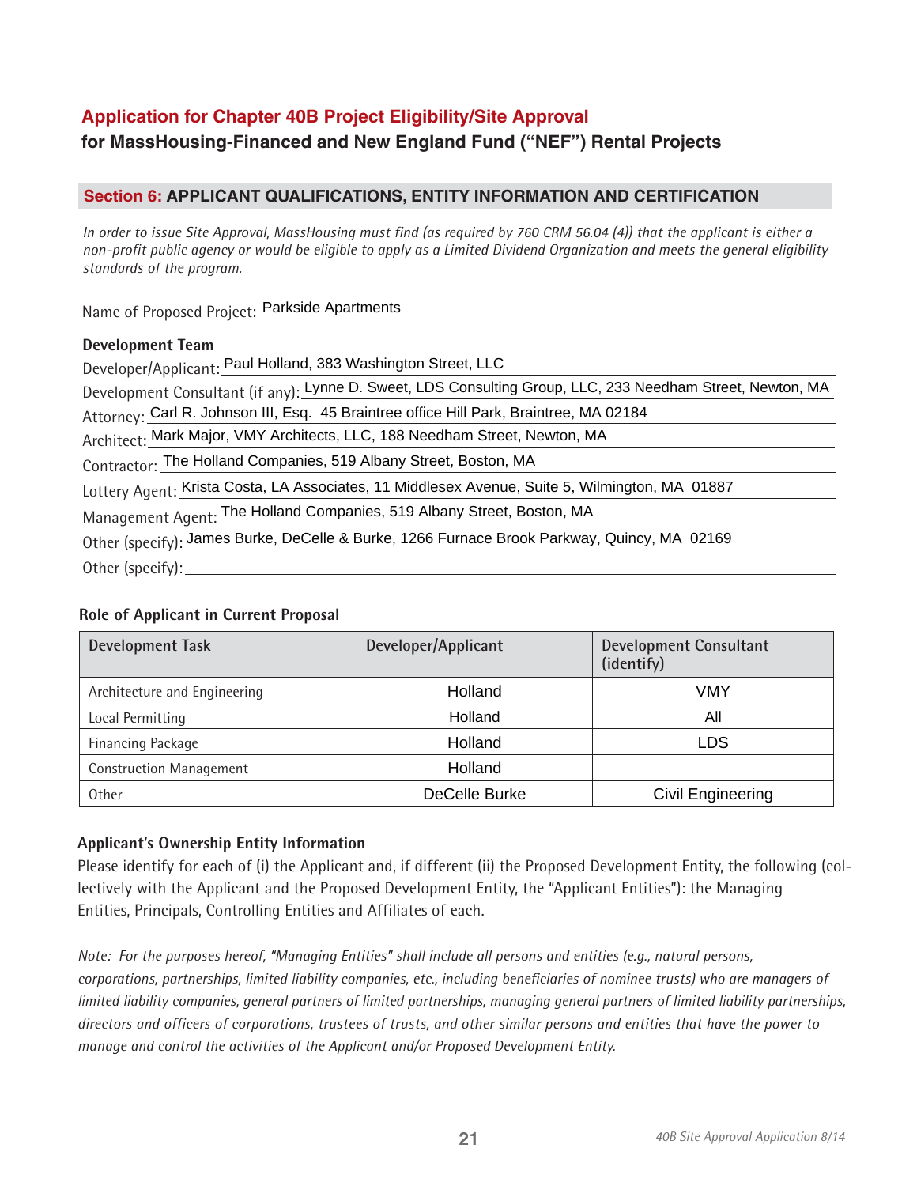## Application for Chapter 40B Project Eligibility/Site Approval

**for MassHousing-Financed and New England Fund ("NEF") Rental Projects**

### Section 6: APPLICANT QUALIFICATIONS, ENTITY INFORMATION AND CERTIFICATION

*In order to issue Site Approval, MassHousing must find (as required by 760 CRM 56.04 (4)) that the applicant is either a non-profit public agency or would be eligible to apply as a Limited Dividend Organization and meets the general eligibility standards of the program.*

Name of Proposed Project: Parkside Apartments

**Development Team**

Developer/Applicant: Paul Holland, 383 Washington Street, LLC

Development Consultant (if any): Lynne D. Sweet, LDS Consulting Group, LLC, 233 Needham Street, Newton, MA

Attorney: Carl R. Johnson III, Esq. 45 Braintree office Hill Park, Braintree, MA 02184

Architect: Mark Major, VMY Architects, LLC, 188 Needham Street, Newton, MA

Contractor: The Holland Companies, 519 Albany Street, Boston, MA

Lottery Agent: Krista Costa, LA Associates, 11 Middlesex Avenue, Suite 5, Wilmington, MA 01887

Management Agent: The Holland Companies, 519 Albany Street, Boston, MA

Other (specify): James Burke, DeCelle & Burke, 1266 Furnace Brook Parkway, Quincy, MA 02169

Other (specify):

**Role of Applicant in Current Proposal**

| Development Task | Developer/Applicant | Development Consultant (identify) |
|---|---|---|
| Architecture and Engineering | Holland | VMY |
| Local Permitting | Holland | All |
| Financing Package | Holland | LDS |
| Construction Management | Holland | |
| Other | DeCelle Burke | Civil Engineering |

**Applicant's Ownership Entity Information**

Please identify for each of (i) the Applicant and, if different (ii) the Proposed Development Entity, the following (collectively with the Applicant and the Proposed Development Entity, the "Applicant Entities"): the Managing Entities, Principals, Controlling Entities and Affiliates of each.

*Note: For the purposes hereof, "Managing Entities" shall include all persons and entities (e.g., natural persons, corporations, partnerships, limited liability companies, etc., including beneficiaries of nominee trusts) who are managers of limited liability companies, general partners of limited partnerships, managing general partners of limited liability partnerships, directors and officers of corporations, trustees of trusts, and other similar persons and entities that have the power to manage and control the activities of the Applicant and/or Proposed Development Entity.*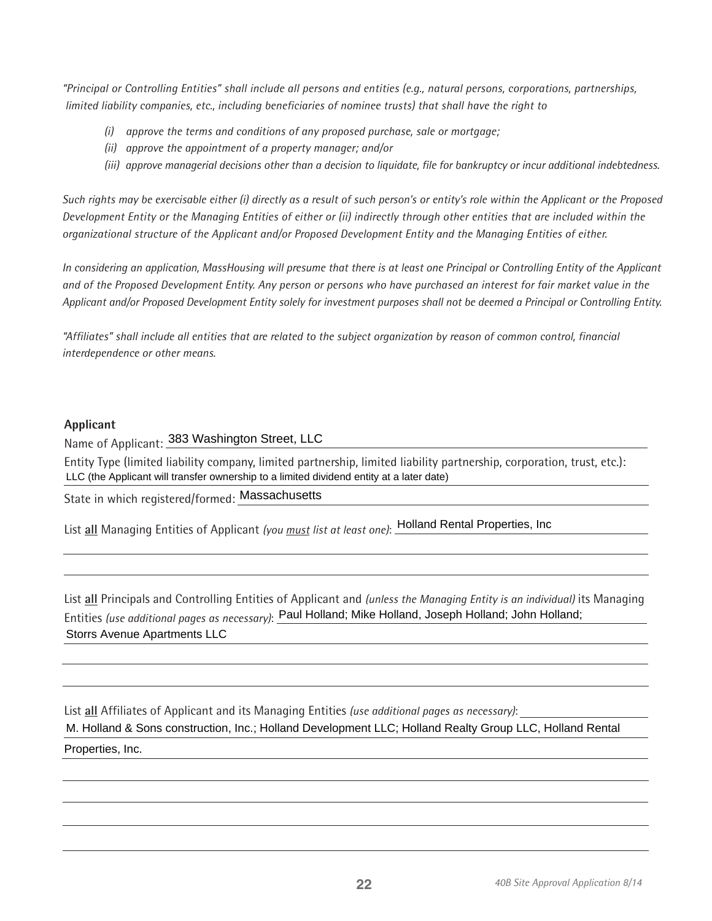*"Principal or Controlling Entities" shall include all persons and entities (e.g., natural persons, corporations, partnerships, limited liability companies, etc., including beneficiaries of nominee trusts) that shall have the right to*

- *(i) approve the terms and conditions of any proposed purchase, sale or mortgage;*
- *(ii) approve the appointment of a property manager; and/or*
- *(iii) approve managerial decisions other than a decision to liquidate, file for bankruptcy or incur additional indebtedness.*

*Such rights may be exercisable either (i) directly as a result of such person's or entity's role within the Applicant or the Proposed Development Entity or the Managing Entities of either or (ii) indirectly through other entities that are included within the organizational structure of the Applicant and/or Proposed Development Entity and the Managing Entities of either.*

*In considering an application, MassHousing will presume that there is at least one Principal or Controlling Entity of the Applicant and of the Proposed Development Entity. Any person or persons who have purchased an interest for fair market value in the Applicant and/or Proposed Development Entity solely for investment purposes shall not be deemed a Principal or Controlling Entity.*

*"Affiliates" shall include all entities that are related to the subject organization by reason of common control, financial interdependence or other means.*

**Applicant**

Name of Applicant: 383 Washington Street, LLC

Entity Type (limited liability company, limited partnership, limited liability partnership, corporation, trust, etc.): LLC (the Applicant will transfer ownership to a limited dividend entity at a later date)

State in which registered/formed: Massachusetts

List **all** Managing Entities of Applicant *(you must list at least one)*: Holland Rental Properties, Inc

List **all** Principals and Controlling Entities of Applicant and *(unless the Managing Entity is an individual)* its Managing Entities *(use additional pages as necessary)*: Paul Holland; Mike Holland, Joseph Holland; John Holland; Storrs Avenue Apartments LLC

List **all** Affiliates of Applicant and its Managing Entities *(use additional pages as necessary)*: M. Holland & Sons construction, Inc.; Holland Development LLC; Holland Realty Group LLC, Holland Rental Properties, Inc.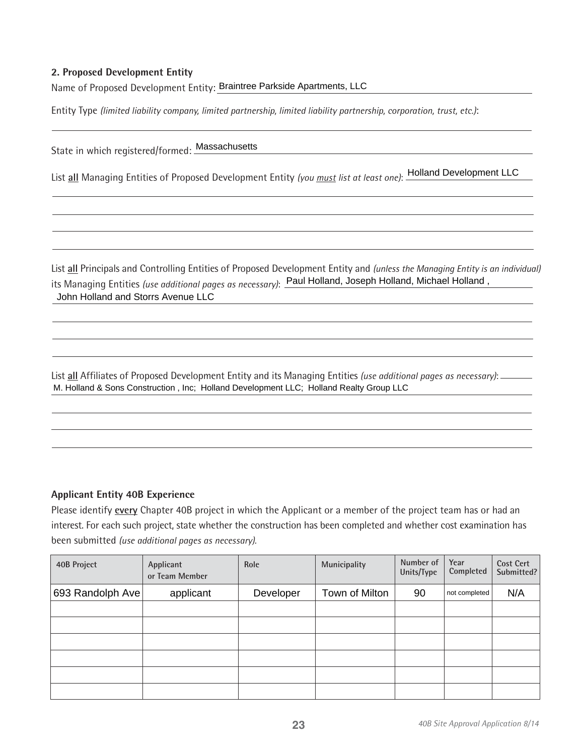## 2. Proposed Development Entity

Name of Proposed Development Entity: Braintree Parkside Apartments, LLC

Entity Type *(limited liability company, limited partnership, limited liability partnership, corporation, trust, etc.)*:

State in which registered/formed: Massachusetts

List **all** Managing Entities of Proposed Development Entity *(you must list at least one)*: Holland Development LLC

List **all** Principals and Controlling Entities of Proposed Development Entity and *(unless the Managing Entity is an individual)* its Managing Entities *(use additional pages as necessary)*: Paul Holland, Joseph Holland, Michael Holland , John Holland and Storrs Avenue LLC

List **all** Affiliates of Proposed Development Entity and its Managing Entities *(use additional pages as necessary)*: M. Holland & Sons Construction , Inc; Holland Development LLC; Holland Realty Group LLC

### Applicant Entity 40B Experience

Please identify **every** Chapter 40B project in which the Applicant or a member of the project team has or had an interest. For each such project, state whether the construction has been completed and whether cost examination has been submitted *(use additional pages as necessary)*.

| 40B Project | Applicant or Team Member | Role | Municipality | Number of Units/Type | Year Completed | Cost Cert Submitted? |
|---|---|---|---|---|---|---|
| 693 Randolph Ave | applicant | Developer | Town of Milton | 90 | not completed | N/A |
| | | | | | | |
| | | | | | | |
| | | | | | | |
| | | | | | | |
| | | | | | | |
| | | | | | | |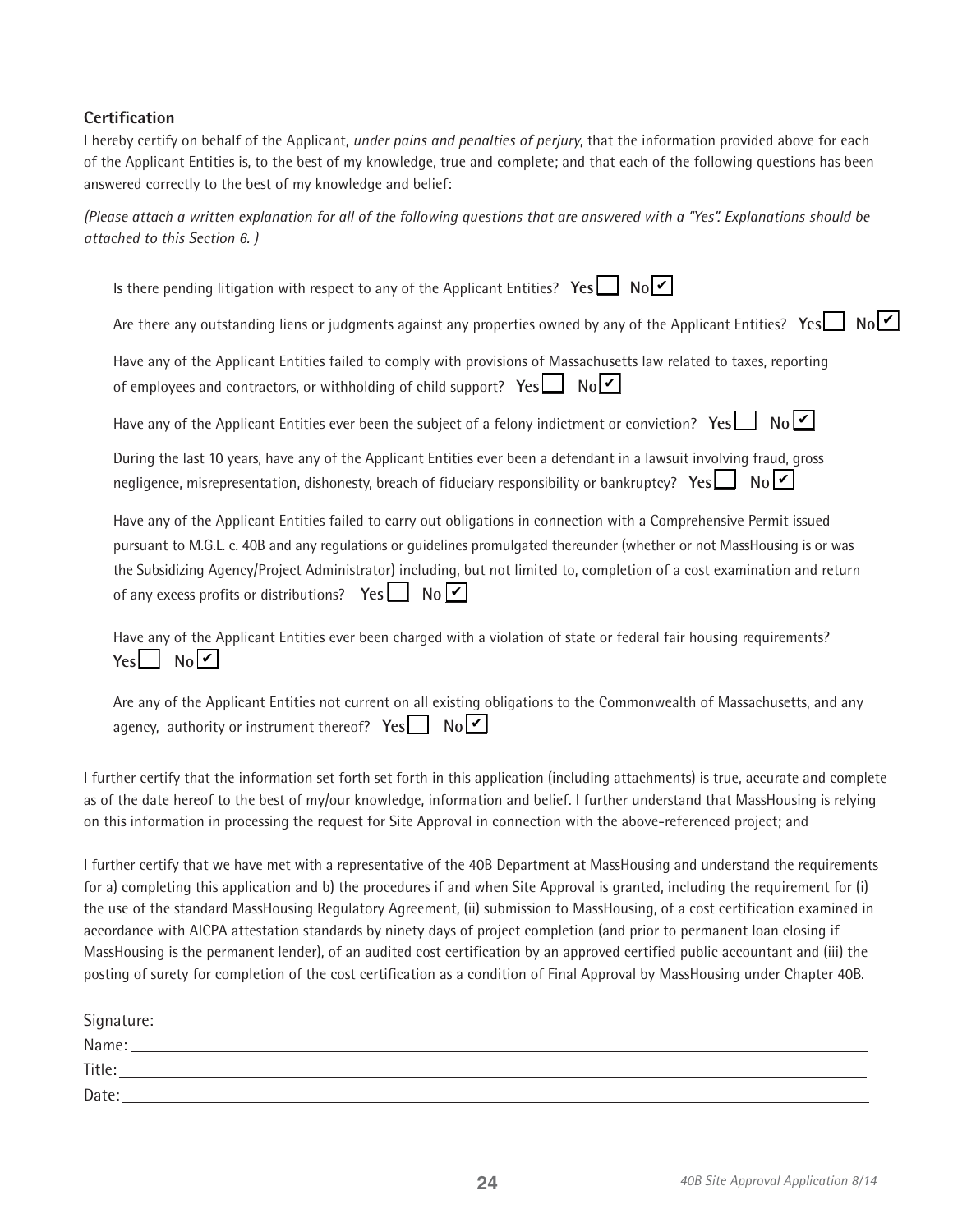### Certification

I hereby certify on behalf of the Applicant, *under pains and penalties of perjury*, that the information provided above for each of the Applicant Entities is, to the best of my knowledge, true and complete; and that each of the following questions has been answered correctly to the best of my knowledge and belief:

*(Please attach a written explanation for all of the following questions that are answered with a "Yes". Explanations should be attached to this Section 6. )*

Is there pending litigation with respect to any of the Applicant Entities? **Yes** ☐ **No** ☑

Are there any outstanding liens or judgments against any properties owned by any of the Applicant Entities? **Yes** ☐ **No** ☑

Have any of the Applicant Entities failed to comply with provisions of Massachusetts law related to taxes, reporting of employees and contractors, or withholding of child support? **Yes** ☐ **No** ☑

Have any of the Applicant Entities ever been the subject of a felony indictment or conviction? **Yes** ☐ **No** ☑

During the last 10 years, have any of the Applicant Entities ever been a defendant in a lawsuit involving fraud, gross negligence, misrepresentation, dishonesty, breach of fiduciary responsibility or bankruptcy? **Yes** ☐ **No** ☑

Have any of the Applicant Entities failed to carry out obligations in connection with a Comprehensive Permit issued pursuant to M.G.L. c. 40B and any regulations or guidelines promulgated thereunder (whether or not MassHousing is or was the Subsidizing Agency/Project Administrator) including, but not limited to, completion of a cost examination and return of any excess profits or distributions? **Yes** ☐ **No** ☑

Have any of the Applicant Entities ever been charged with a violation of state or federal fair housing requirements? **Yes** ☐ **No** ☑

Are any of the Applicant Entities not current on all existing obligations to the Commonwealth of Massachusetts, and any agency, authority or instrument thereof? **Yes** ☐ **No** ☑

I further certify that the information set forth set forth in this application (including attachments) is true, accurate and complete as of the date hereof to the best of my/our knowledge, information and belief. I further understand that MassHousing is relying on this information in processing the request for Site Approval in connection with the above-referenced project; and

I further certify that we have met with a representative of the 40B Department at MassHousing and understand the requirements for a) completing this application and b) the procedures if and when Site Approval is granted, including the requirement for (i) the use of the standard MassHousing Regulatory Agreement, (ii) submission to MassHousing, of a cost certification examined in accordance with AICPA attestation standards by ninety days of project completion (and prior to permanent loan closing if MassHousing is the permanent lender), of an audited cost certification by an approved certified public accountant and (iii) the posting of surety for completion of the cost certification as a condition of Final Approval by MassHousing under Chapter 40B.

Signature: ______________________

Name: ______________________

Title: ______________________

Date: ______________________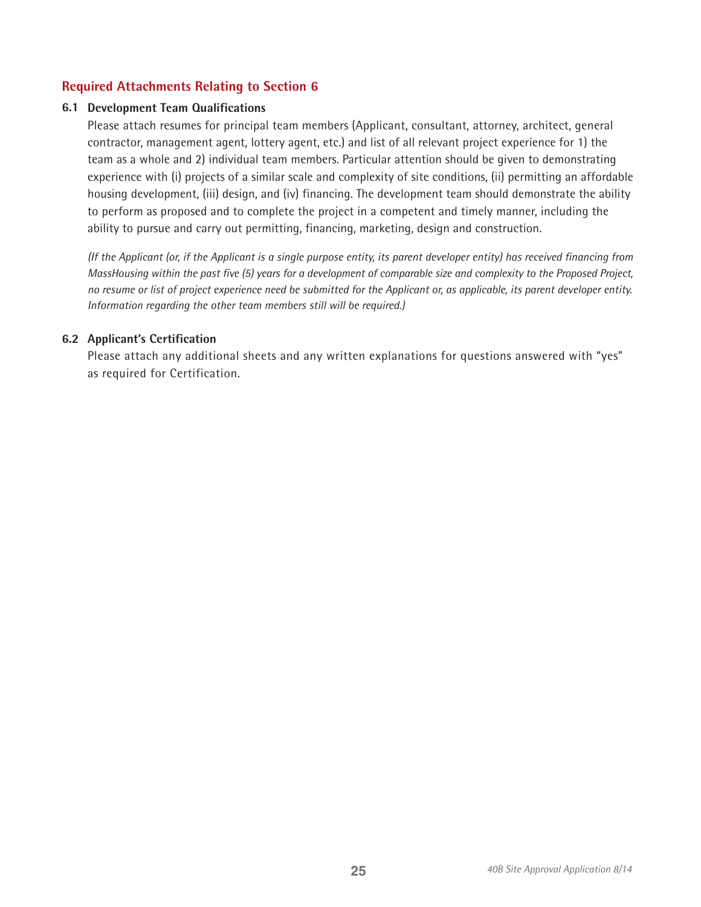## Required Attachments Relating to Section 6

### 6.1 Development Team Qualifications

Please attach resumes for principal team members (Applicant, consultant, attorney, architect, general contractor, management agent, lottery agent, etc.) and list of all relevant project experience for 1) the team as a whole and 2) individual team members. Particular attention should be given to demonstrating experience with (i) projects of a similar scale and complexity of site conditions, (ii) permitting an affordable housing development, (iii) design, and (iv) financing. The development team should demonstrate the ability to perform as proposed and to complete the project in a competent and timely manner, including the ability to pursue and carry out permitting, financing, marketing, design and construction.

*(If the Applicant (or, if the Applicant is a single purpose entity, its parent developer entity) has received financing from MassHousing within the past five (5) years for a development of comparable size and complexity to the Proposed Project, no resume or list of project experience need be submitted for the Applicant or, as applicable, its parent developer entity. Information regarding the other team members still will be required.)*

### 6.2 Applicant's Certification

Please attach any additional sheets and any written explanations for questions answered with "yes" as required for Certification.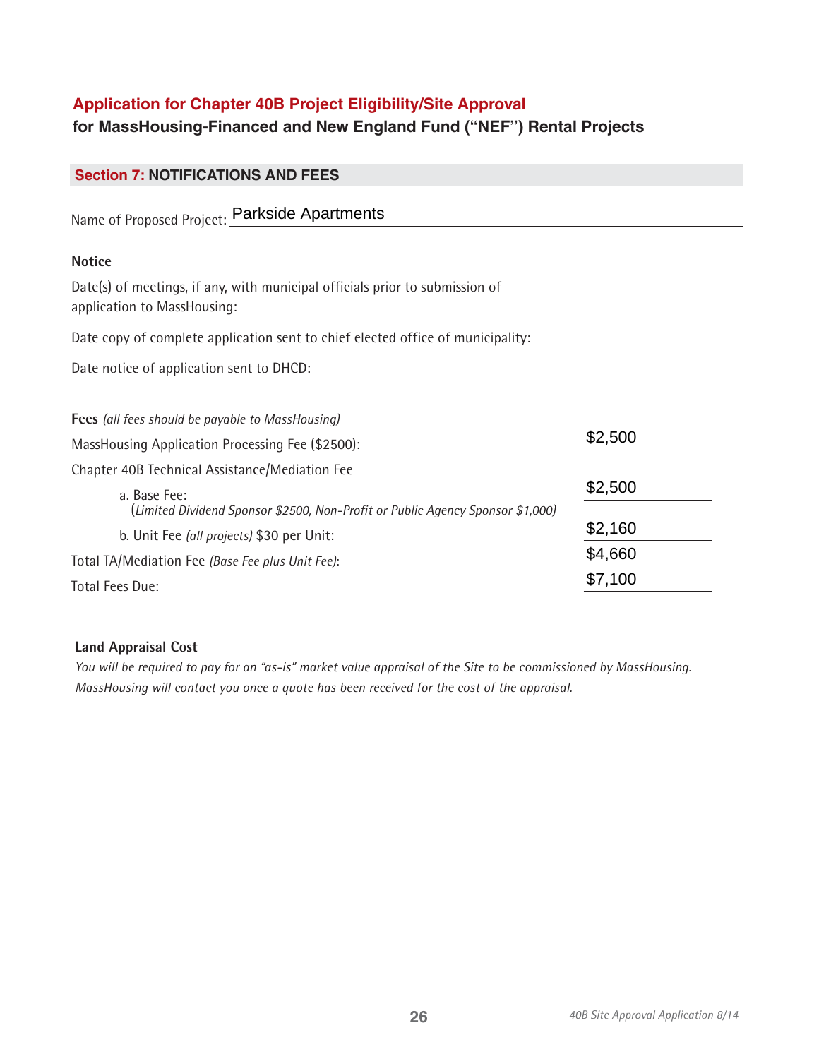# Application for Chapter 40B Project Eligibility/Site Approval

**for MassHousing-Financed and New England Fund ("NEF") Rental Projects**

## Section 7: NOTIFICATIONS AND FEES

Name of Proposed Project: Parkside Apartments

**Notice**

Date(s) of meetings, if any, with municipal officials prior to submission of application to MassHousing: ______________________

Date copy of complete application sent to chief elected office of municipality: ______________

Date notice of application sent to DHCD: ______________

**Fees** *(all fees should be payable to MassHousing)*

| | |
|---|---|
| MassHousing Application Processing Fee ($2500): | $2,500 |
| Chapter 40B Technical Assistance/Mediation Fee | |
| a. Base Fee: (*Limited Dividend Sponsor $2500, Non-Profit or Public Agency Sponsor $1,000)* | $2,500 |
| b. Unit Fee *(all projects)* $30 per Unit: | $2,160 |
| Total TA/Mediation Fee *(Base Fee plus Unit Fee)*: | $4,660 |
| Total Fees Due: | $7,100 |

**Land Appraisal Cost**

*You will be required to pay for an "as-is" market value appraisal of the Site to be commissioned by MassHousing. MassHousing will contact you once a quote has been received for the cost of the appraisal.*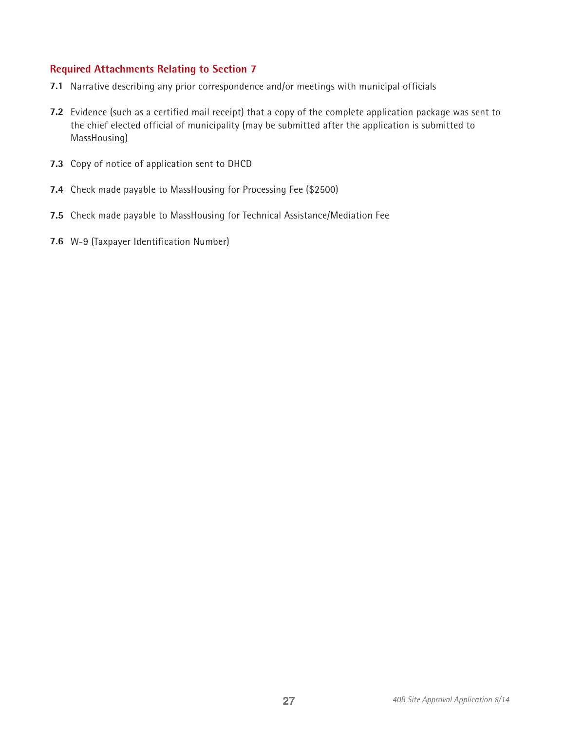## Required Attachments Relating to Section 7

**7.1** Narrative describing any prior correspondence and/or meetings with municipal officials

**7.2** Evidence (such as a certified mail receipt) that a copy of the complete application package was sent to the chief elected official of municipality (may be submitted after the application is submitted to MassHousing)

**7.3** Copy of notice of application sent to DHCD

**7.4** Check made payable to MassHousing for Processing Fee ($2500)

**7.5** Check made payable to MassHousing for Technical Assistance/Mediation Fee

**7.6** W-9 (Taxpayer Identification Number)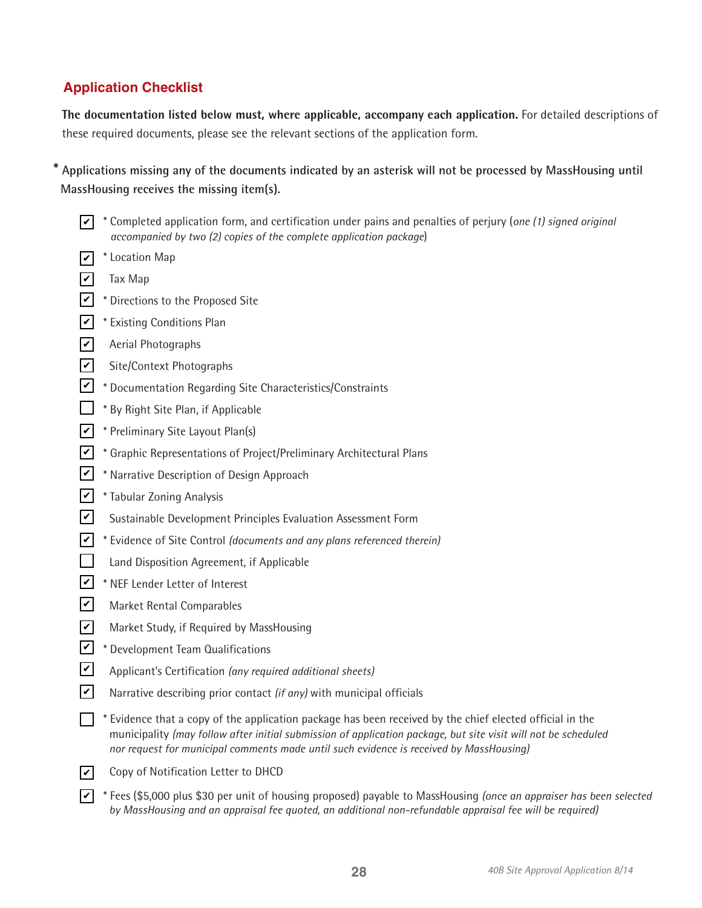## Application Checklist

**The documentation listed below must, where applicable, accompany each application.** For detailed descriptions of these required documents, please see the relevant sections of the application form.

**\* Applications missing any of the documents indicated by an asterisk will not be processed by MassHousing until MassHousing receives the missing item(s).**

- [x] \* Completed application form, and certification under pains and penalties of perjury (*one (1) signed original accompanied by two (2) copies of the complete application package*)
- [x] \* Location Map
- [x] Tax Map
- [x] \* Directions to the Proposed Site
- [x] \* Existing Conditions Plan
- [x] Aerial Photographs
- [x] Site/Context Photographs
- [x] \* Documentation Regarding Site Characteristics/Constraints
- [ ] \* By Right Site Plan, if Applicable
- [x] \* Preliminary Site Layout Plan(s)
- [x] \* Graphic Representations of Project/Preliminary Architectural Plans
- [x] \* Narrative Description of Design Approach
- [x] \* Tabular Zoning Analysis
- [x] Sustainable Development Principles Evaluation Assessment Form
- [x] \* Evidence of Site Control *(documents and any plans referenced therein)*
- [ ] Land Disposition Agreement, if Applicable
- [x] \* NEF Lender Letter of Interest
- [x] Market Rental Comparables
- [x] Market Study, if Required by MassHousing
- [x] \* Development Team Qualifications
- [x] Applicant's Certification *(any required additional sheets)*
- [x] Narrative describing prior contact *(if any)* with municipal officials
- [ ] \* Evidence that a copy of the application package has been received by the chief elected official in the municipality *(may follow after initial submission of application package, but site visit will not be scheduled nor request for municipal comments made until such evidence is received by MassHousing)*
- [x] Copy of Notification Letter to DHCD
- [x] \* Fees ($5,000 plus $30 per unit of housing proposed) payable to MassHousing *(once an appraiser has been selected by MassHousing and an appraisal fee quoted, an additional non-refundable appraisal fee will be required)*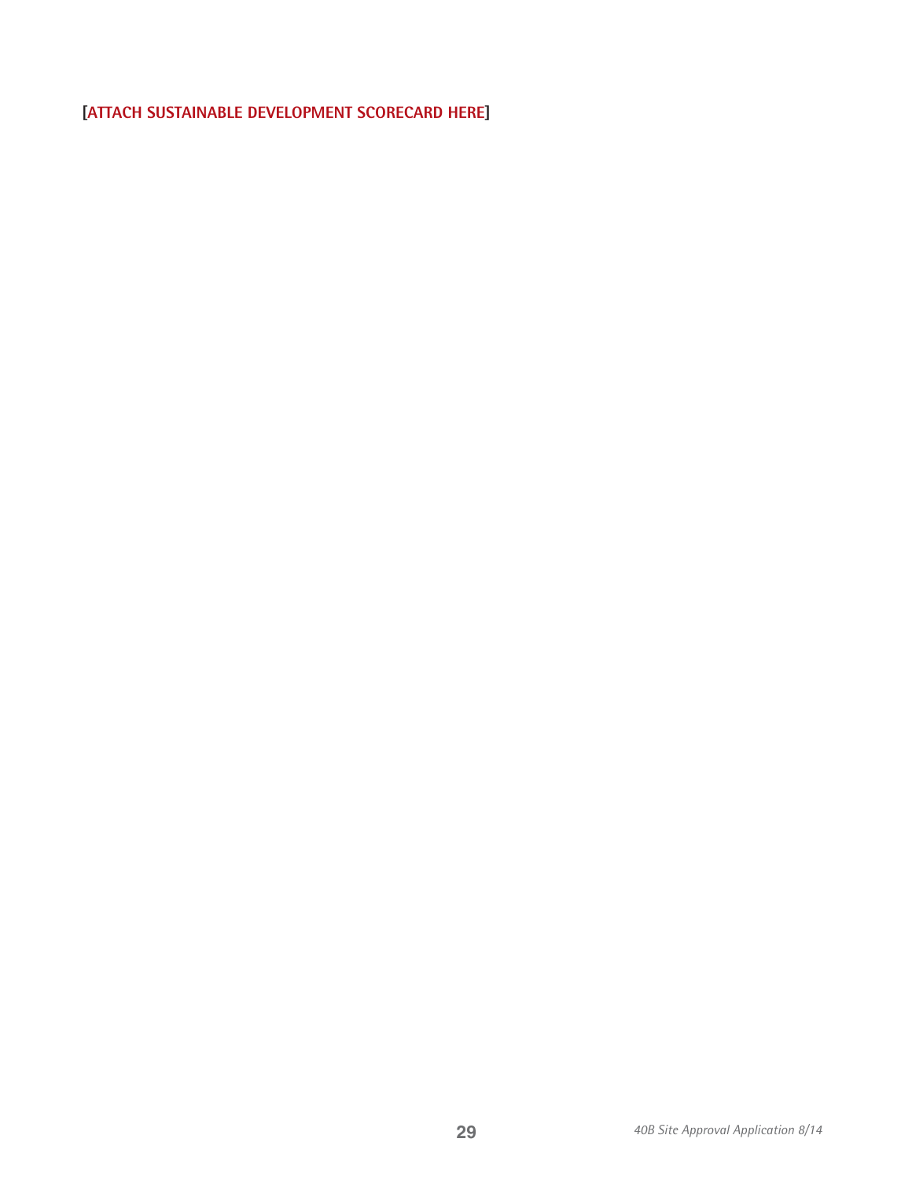[ATTACH SUSTAINABLE DEVELOPMENT SCORECARD HERE]